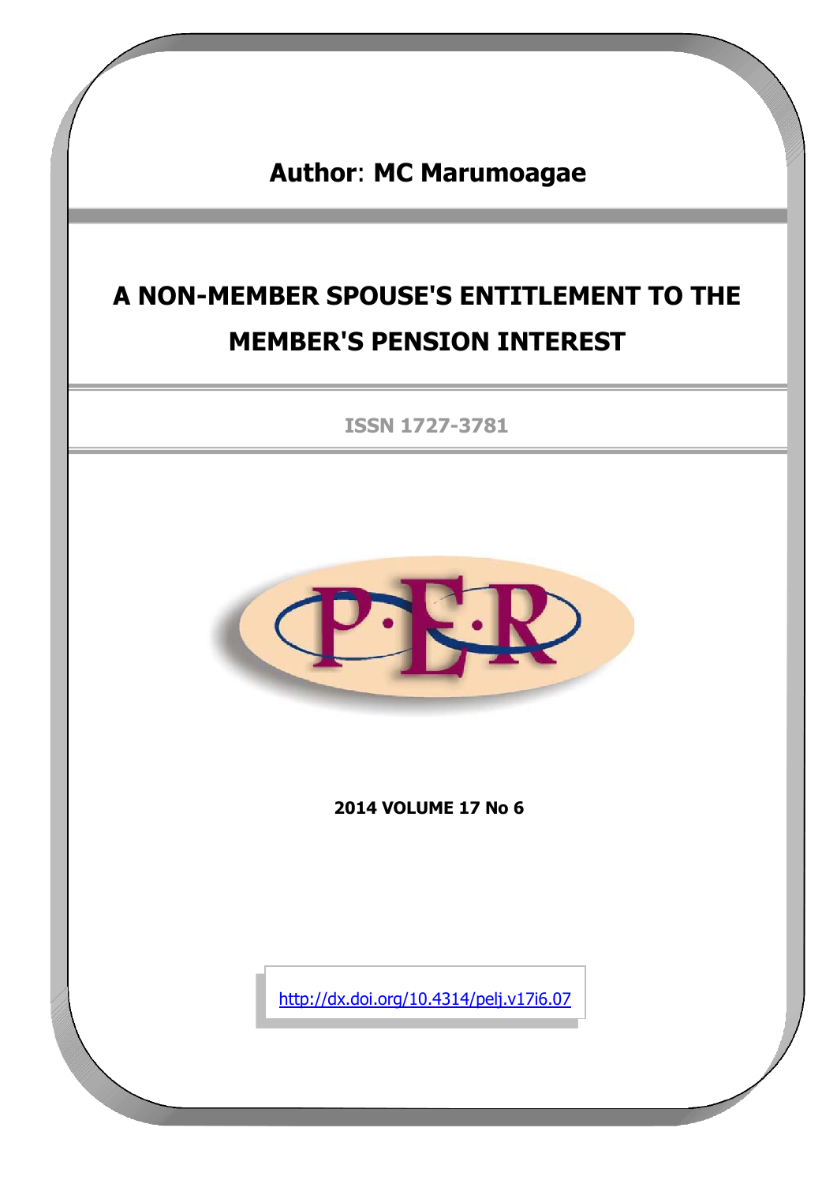**Author**: **MC Marumoagae**

# A NON-MEMBER SPOUSE'S ENTITLEMENT TO THE MEMBER'S PENSION INTEREST

**ISSN 1727-3781**

**2014 VOLUME 17 No 6**

http://dx.doi.org/10.4314/pelj.v17i6.07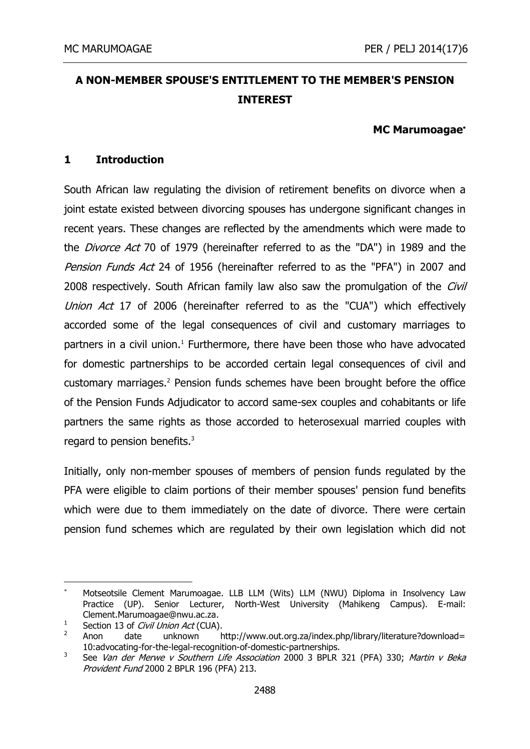# A NON-MEMBER SPOUSE'S ENTITLEMENT TO THE MEMBER'S PENSION INTEREST

**MC Marumoagae***

## 1 Introduction

South African law regulating the division of retirement benefits on divorce when a joint estate existed between divorcing spouses has undergone significant changes in recent years. These changes are reflected by the amendments which were made to the *Divorce Act* 70 of 1979 (hereinafter referred to as the "DA") in 1989 and the *Pension Funds Act* 24 of 1956 (hereinafter referred to as the "PFA") in 2007 and 2008 respectively. South African family law also saw the promulgation of the *Civil Union Act* 17 of 2006 (hereinafter referred to as the "CUA") which effectively accorded some of the legal consequences of civil and customary marriages to partners in a civil union.[1] Furthermore, there have been those who have advocated for domestic partnerships to be accorded certain legal consequences of civil and customary marriages.[2] Pension funds schemes have been brought before the office of the Pension Funds Adjudicator to accord same-sex couples and cohabitants or life partners the same rights as those accorded to heterosexual married couples with regard to pension benefits.[3]

Initially, only non-member spouses of members of pension funds regulated by the PFA were eligible to claim portions of their member spouses' pension fund benefits which were due to them immediately on the date of divorce. There were certain pension fund schemes which are regulated by their own legislation which did not

---

\* Motseotsile Clement Marumoagae. LLB LLM (Wits) LLM (NWU) Diploma in Insolvency Law Practice (UP). Senior Lecturer, North-West University (Mahikeng Campus). E-mail: Clement.Marumoagae@nwu.ac.za.

[1] Section 13 of *Civil Union Act* (CUA).

[2] Anon date unknown http://www.out.org.za/index.php/library/literature?download=10:advocating-for-the-legal-recognition-of-domestic-partnerships.

[3] See *Van der Merwe v Southern Life Association* 2000 3 BPLR 321 (PFA) 330; *Martin v Beka Provident Fund* 2000 2 BPLR 196 (PFA) 213.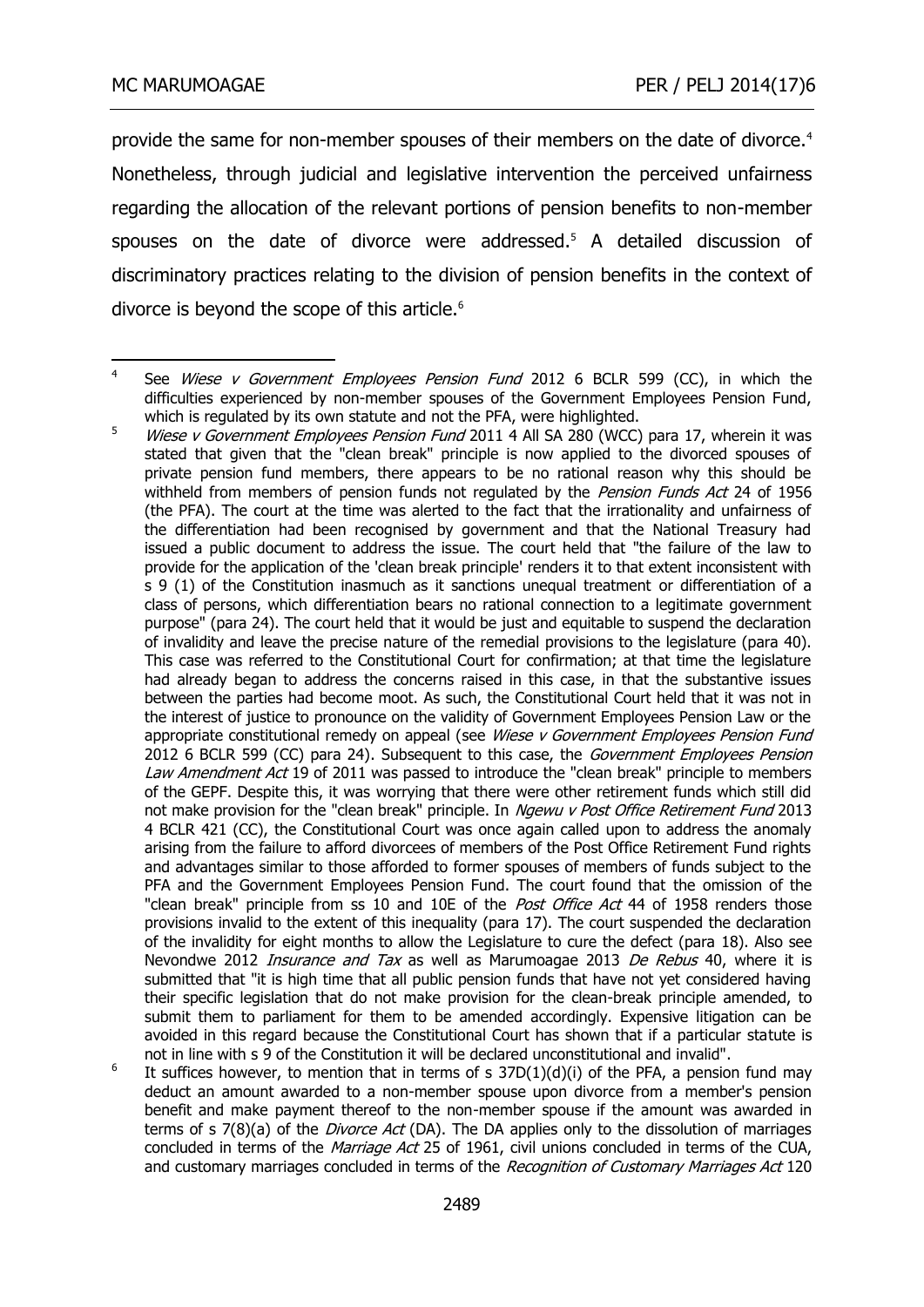provide the same for non-member spouses of their members on the date of divorce.[4] Nonetheless, through judicial and legislative intervention the perceived unfairness regarding the allocation of the relevant portions of pension benefits to non-member spouses on the date of divorce were addressed.[5] A detailed discussion of discriminatory practices relating to the division of pension benefits in the context of divorce is beyond the scope of this article.[6]

---

[4] See *Wiese v Government Employees Pension Fund* 2012 6 BCLR 599 (CC), in which the difficulties experienced by non-member spouses of the Government Employees Pension Fund, which is regulated by its own statute and not the PFA, were highlighted.

[5] *Wiese v Government Employees Pension Fund* 2011 4 All SA 280 (WCC) para 17, wherein it was stated that given that the "clean break" principle is now applied to the divorced spouses of private pension fund members, there appears to be no rational reason why this should be withheld from members of pension funds not regulated by the *Pension Funds Act* 24 of 1956 (the PFA). The court at the time was alerted to the fact that the irrationality and unfairness of the differentiation had been recognised by government and that the National Treasury had issued a public document to address the issue. The court held that "the failure of the law to provide for the application of the 'clean break principle' renders it to that extent inconsistent with s 9 (1) of the Constitution inasmuch as it sanctions unequal treatment or differentiation of a class of persons, which differentiation bears no rational connection to a legitimate government purpose" (para 24). The court held that it would be just and equitable to suspend the declaration of invalidity and leave the precise nature of the remedial provisions to the legislature (para 40). This case was referred to the Constitutional Court for confirmation; at that time the legislature had already began to address the concerns raised in this case, in that the substantive issues between the parties had become moot. As such, the Constitutional Court held that it was not in the interest of justice to pronounce on the validity of Government Employees Pension Law or the appropriate constitutional remedy on appeal (see *Wiese v Government Employees Pension Fund* 2012 6 BCLR 599 (CC) para 24). Subsequent to this case, the *Government Employees Pension Law Amendment Act* 19 of 2011 was passed to introduce the "clean break" principle to members of the GEPF. Despite this, it was worrying that there were other retirement funds which still did not make provision for the "clean break" principle. In *Ngewu v Post Office Retirement Fund* 2013 4 BCLR 421 (CC), the Constitutional Court was once again called upon to address the anomaly arising from the failure to afford divorcees of members of the Post Office Retirement Fund rights and advantages similar to those afforded to former spouses of members of funds subject to the PFA and the Government Employees Pension Fund. The court found that the omission of the "clean break" principle from ss 10 and 10E of the *Post Office Act* 44 of 1958 renders those provisions invalid to the extent of this inequality (para 17). The court suspended the declaration of the invalidity for eight months to allow the Legislature to cure the defect (para 18). Also see Nevondwe 2012 *Insurance and Tax* as well as Marumoagae 2013 *De Rebus* 40, where it is submitted that "it is high time that all public pension funds that have not yet considered having their specific legislation that do not make provision for the clean-break principle amended, to submit them to parliament for them to be amended accordingly. Expensive litigation can be avoided in this regard because the Constitutional Court has shown that if a particular statute is not in line with s 9 of the Constitution it will be declared unconstitutional and invalid".

[6] It suffices however, to mention that in terms of s 37D(1)(d)(i) of the PFA, a pension fund may deduct an amount awarded to a non-member spouse upon divorce from a member's pension benefit and make payment thereof to the non-member spouse if the amount was awarded in terms of s 7(8)(a) of the *Divorce Act* (DA). The DA applies only to the dissolution of marriages concluded in terms of the *Marriage Act* 25 of 1961, civil unions concluded in terms of the CUA, and customary marriages concluded in terms of the *Recognition of Customary Marriages Act* 120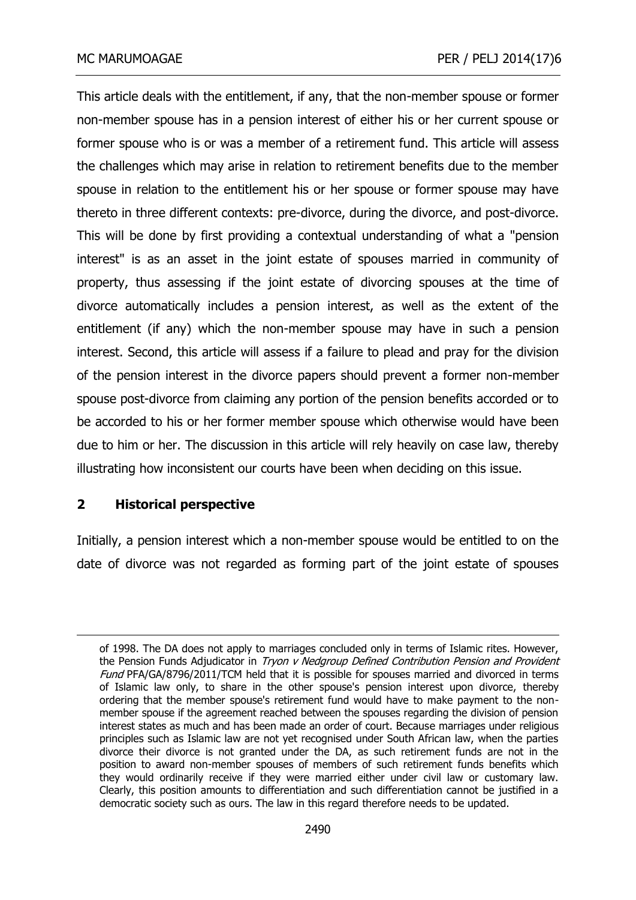This article deals with the entitlement, if any, that the non-member spouse or former non-member spouse has in a pension interest of either his or her current spouse or former spouse who is or was a member of a retirement fund. This article will assess the challenges which may arise in relation to retirement benefits due to the member spouse in relation to the entitlement his or her spouse or former spouse may have thereto in three different contexts: pre-divorce, during the divorce, and post-divorce. This will be done by first providing a contextual understanding of what a "pension interest" is as an asset in the joint estate of spouses married in community of property, thus assessing if the joint estate of divorcing spouses at the time of divorce automatically includes a pension interest, as well as the extent of the entitlement (if any) which the non-member spouse may have in such a pension interest. Second, this article will assess if a failure to plead and pray for the division of the pension interest in the divorce papers should prevent a former non-member spouse post-divorce from claiming any portion of the pension benefits accorded or to be accorded to his or her former member spouse which otherwise would have been due to him or her. The discussion in this article will rely heavily on case law, thereby illustrating how inconsistent our courts have been when deciding on this issue.

## 2 Historical perspective

Initially, a pension interest which a non-member spouse would be entitled to on the date of divorce was not regarded as forming part of the joint estate of spouses

of 1998. The DA does not apply to marriages concluded only in terms of Islamic rites. However, the Pension Funds Adjudicator in *Tryon v Nedgroup Defined Contribution Pension and Provident Fund* PFA/GA/8796/2011/TCM held that it is possible for spouses married and divorced in terms of Islamic law only, to share in the other spouse's pension interest upon divorce, thereby ordering that the member spouse's retirement fund would have to make payment to the non-member spouse if the agreement reached between the spouses regarding the division of pension interest states as much and has been made an order of court. Because marriages under religious principles such as Islamic law are not yet recognised under South African law, when the parties divorce their divorce is not granted under the DA, as such retirement funds are not in the position to award non-member spouses of members of such retirement funds benefits which they would ordinarily receive if they were married either under civil law or customary law. Clearly, this position amounts to differentiation and such differentiation cannot be justified in a democratic society such as ours. The law in this regard therefore needs to be updated.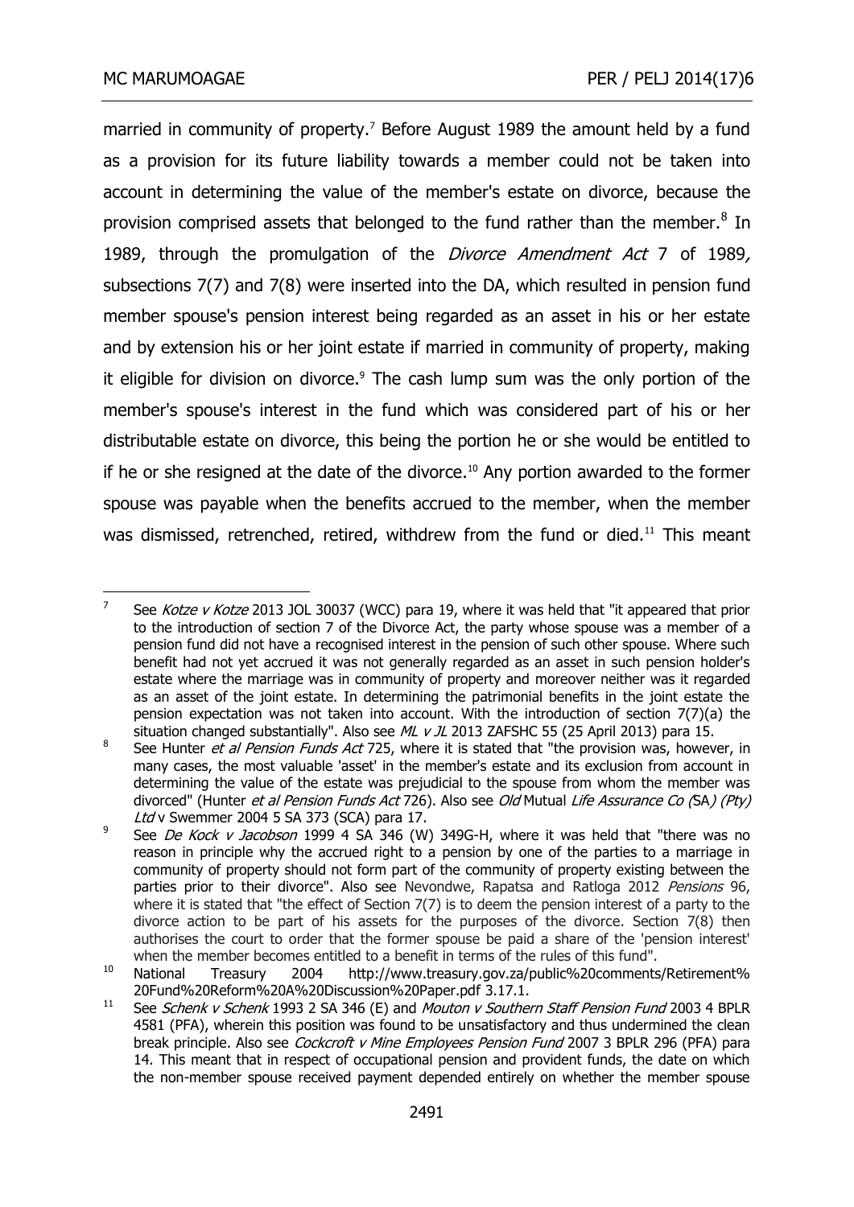married in community of property.[7] Before August 1989 the amount held by a fund as a provision for its future liability towards a member could not be taken into account in determining the value of the member's estate on divorce, because the provision comprised assets that belonged to the fund rather than the member.[8] In 1989, through the promulgation of the *Divorce Amendment Act* 7 of 1989*,* subsections 7(7) and 7(8) were inserted into the DA, which resulted in pension fund member spouse's pension interest being regarded as an asset in his or her estate and by extension his or her joint estate if married in community of property, making it eligible for division on divorce.[9] The cash lump sum was the only portion of the member's spouse's interest in the fund which was considered part of his or her distributable estate on divorce, this being the portion he or she would be entitled to if he or she resigned at the date of the divorce.[10] Any portion awarded to the former spouse was payable when the benefits accrued to the member, when the member was dismissed, retrenched, retired, withdrew from the fund or died.[11] This meant

---

[7] See *Kotze v Kotze* 2013 JOL 30037 (WCC) para 19, where it was held that "it appeared that prior to the introduction of section 7 of the Divorce Act, the party whose spouse was a member of a pension fund did not have a recognised interest in the pension of such other spouse. Where such benefit had not yet accrued it was not generally regarded as an asset in such pension holder's estate where the marriage was in community of property and moreover neither was it regarded as an asset of the joint estate. In determining the patrimonial benefits in the joint estate the pension expectation was not taken into account. With the introduction of section 7(7)(a) the situation changed substantially". Also see *ML v JL* 2013 ZAFSHC 55 (25 April 2013) para 15.

[8] See Hunter *et al Pension Funds Act* 725, where it is stated that "the provision was, however, in many cases, the most valuable 'asset' in the member's estate and its exclusion from account in determining the value of the estate was prejudicial to the spouse from whom the member was divorced" (Hunter *et al Pension Funds Act* 726). Also see *Old* Mutual *Life Assurance Co (*SA*) (Pty) Ltd* v Swemmer 2004 5 SA 373 (SCA) para 17.

[9] See *De Kock v Jacobson* 1999 4 SA 346 (W) 349G-H, where it was held that "there was no reason in principle why the accrued right to a pension by one of the parties to a marriage in community of property should not form part of the community of property existing between the parties prior to their divorce". Also see Nevondwe, Rapatsa and Ratloga 2012 *Pensions* 96, where it is stated that "the effect of Section 7(7) is to deem the pension interest of a party to the divorce action to be part of his assets for the purposes of the divorce. Section 7(8) then authorises the court to order that the former spouse be paid a share of the 'pension interest' when the member becomes entitled to a benefit in terms of the rules of this fund".

[10] National Treasury 2004 http://www.treasury.gov.za/public%20comments/Retirement%20Fund%20Reform%20A%20Discussion%20Paper.pdf 3.17.1.

[11] See *Schenk v Schenk* 1993 2 SA 346 (E) and *Mouton v Southern Staff Pension Fund* 2003 4 BPLR 4581 (PFA), wherein this position was found to be unsatisfactory and thus undermined the clean break principle. Also see *Cockcroft v Mine Employees Pension Fund* 2007 3 BPLR 296 (PFA) para 14. This meant that in respect of occupational pension and provident funds, the date on which the non-member spouse received payment depended entirely on whether the member spouse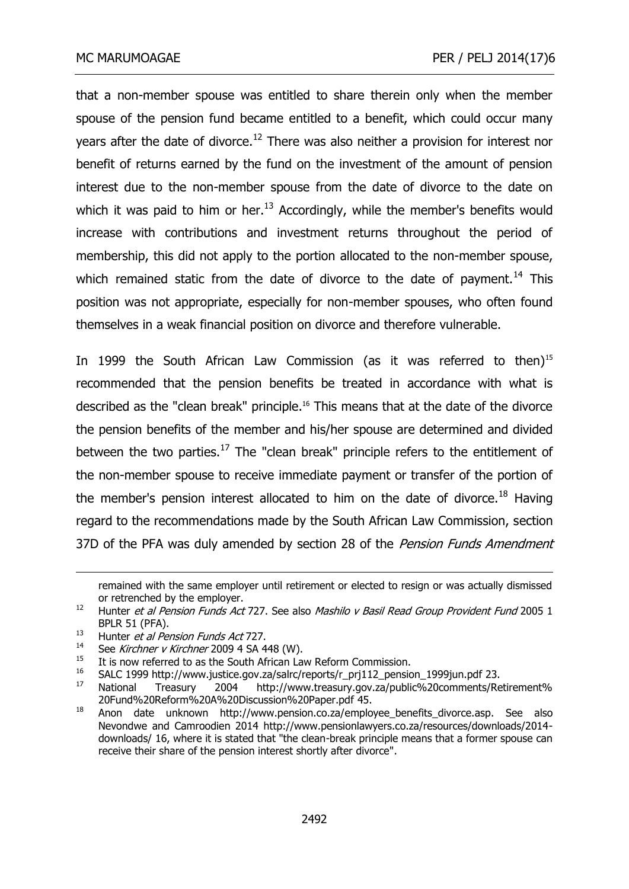that a non-member spouse was entitled to share therein only when the member spouse of the pension fund became entitled to a benefit, which could occur many years after the date of divorce.[12] There was also neither a provision for interest nor benefit of returns earned by the fund on the investment of the amount of pension interest due to the non-member spouse from the date of divorce to the date on which it was paid to him or her.[13] Accordingly, while the member's benefits would increase with contributions and investment returns throughout the period of membership, this did not apply to the portion allocated to the non-member spouse, which remained static from the date of divorce to the date of payment.[14] This position was not appropriate, especially for non-member spouses, who often found themselves in a weak financial position on divorce and therefore vulnerable.

In 1999 the South African Law Commission (as it was referred to then)[15] recommended that the pension benefits be treated in accordance with what is described as the "clean break" principle.[16] This means that at the date of the divorce the pension benefits of the member and his/her spouse are determined and divided between the two parties.[17] The "clean break" principle refers to the entitlement of the non-member spouse to receive immediate payment or transfer of the portion of the member's pension interest allocated to him on the date of divorce.[18] Having regard to the recommendations made by the South African Law Commission, section 37D of the PFA was duly amended by section 28 of the *Pension Funds Amendment*

remained with the same employer until retirement or elected to resign or was actually dismissed or retrenched by the employer.

12 Hunter *et al Pension Funds Act* 727. See also *Mashilo v Basil Read Group Provident Fund* 2005 1 BPLR 51 (PFA).

13 Hunter *et al Pension Funds Act* 727.

14 See *Kirchner v Kirchner* 2009 4 SA 448 (W).

15 It is now referred to as the South African Law Reform Commission.

16 SALC 1999 http://www.justice.gov.za/salrc/reports/r_prj112_pension_1999jun.pdf 23.

17 National Treasury 2004 http://www.treasury.gov.za/public%20comments/Retirement%20Fund%20Reform%20A%20Discussion%20Paper.pdf 45.

18 Anon date unknown http://www.pension.co.za/employee_benefits_divorce.asp. See also Nevondwe and Camroodien 2014 http://www.pensionlawyers.co.za/resources/downloads/2014-downloads/ 16, where it is stated that "the clean-break principle means that a former spouse can receive their share of the pension interest shortly after divorce".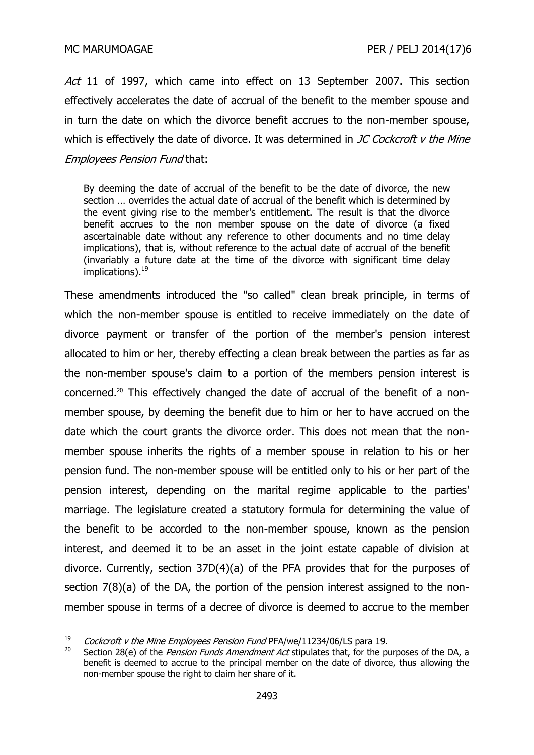*Act* 11 of 1997, which came into effect on 13 September 2007. This section effectively accelerates the date of accrual of the benefit to the member spouse and in turn the date on which the divorce benefit accrues to the non-member spouse, which is effectively the date of divorce. It was determined in *JC Cockcroft v the Mine Employees Pension Fund* that:

> By deeming the date of accrual of the benefit to be the date of divorce, the new section … overrides the actual date of accrual of the benefit which is determined by the event giving rise to the member's entitlement. The result is that the divorce benefit accrues to the non member spouse on the date of divorce (a fixed ascertainable date without any reference to other documents and no time delay implications), that is, without reference to the actual date of accrual of the benefit (invariably a future date at the time of the divorce with significant time delay implications).[19]

These amendments introduced the "so called" clean break principle, in terms of which the non-member spouse is entitled to receive immediately on the date of divorce payment or transfer of the portion of the member's pension interest allocated to him or her, thereby effecting a clean break between the parties as far as the non-member spouse's claim to a portion of the members pension interest is concerned.[20] This effectively changed the date of accrual of the benefit of a non-member spouse, by deeming the benefit due to him or her to have accrued on the date which the court grants the divorce order. This does not mean that the non-member spouse inherits the rights of a member spouse in relation to his or her pension fund. The non-member spouse will be entitled only to his or her part of the pension interest, depending on the marital regime applicable to the parties' marriage. The legislature created a statutory formula for determining the value of the benefit to be accorded to the non-member spouse, known as the pension interest, and deemed it to be an asset in the joint estate capable of division at divorce. Currently, section 37D(4)(a) of the PFA provides that for the purposes of section 7(8)(a) of the DA, the portion of the pension interest assigned to the non-member spouse in terms of a decree of divorce is deemed to accrue to the member

---

[19] *Cockcroft v the Mine Employees Pension Fund* PFA/we/11234/06/LS para 19.

[20] Section 28(e) of the *Pension Funds Amendment Act* stipulates that, for the purposes of the DA, a benefit is deemed to accrue to the principal member on the date of divorce, thus allowing the non-member spouse the right to claim her share of it.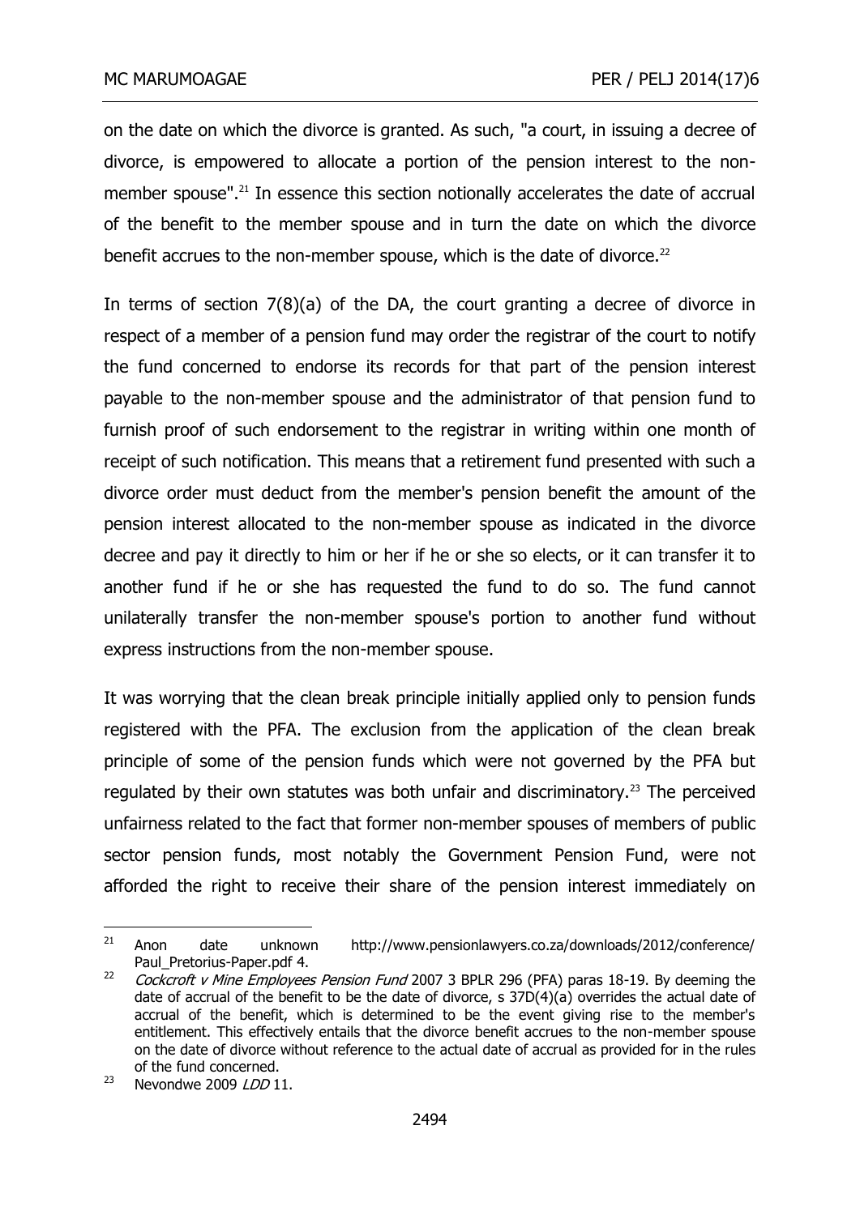on the date on which the divorce is granted. As such, "a court, in issuing a decree of divorce, is empowered to allocate a portion of the pension interest to the non-member spouse".[21] In essence this section notionally accelerates the date of accrual of the benefit to the member spouse and in turn the date on which the divorce benefit accrues to the non-member spouse, which is the date of divorce.[22]

In terms of section 7(8)(a) of the DA, the court granting a decree of divorce in respect of a member of a pension fund may order the registrar of the court to notify the fund concerned to endorse its records for that part of the pension interest payable to the non-member spouse and the administrator of that pension fund to furnish proof of such endorsement to the registrar in writing within one month of receipt of such notification. This means that a retirement fund presented with such a divorce order must deduct from the member's pension benefit the amount of the pension interest allocated to the non-member spouse as indicated in the divorce decree and pay it directly to him or her if he or she so elects, or it can transfer it to another fund if he or she has requested the fund to do so. The fund cannot unilaterally transfer the non-member spouse's portion to another fund without express instructions from the non-member spouse.

It was worrying that the clean break principle initially applied only to pension funds registered with the PFA. The exclusion from the application of the clean break principle of some of the pension funds which were not governed by the PFA but regulated by their own statutes was both unfair and discriminatory.[23] The perceived unfairness related to the fact that former non-member spouses of members of public sector pension funds, most notably the Government Pension Fund, were not afforded the right to receive their share of the pension interest immediately on

---

[21] Anon date unknown http://www.pensionlawyers.co.za/downloads/2012/conference/Paul_Pretorius-Paper.pdf 4.

[22] *Cockcroft v Mine Employees Pension Fund* 2007 3 BPLR 296 (PFA) paras 18-19. By deeming the date of accrual of the benefit to be the date of divorce, s 37D(4)(a) overrides the actual date of accrual of the benefit, which is determined to be the event giving rise to the member's entitlement. This effectively entails that the divorce benefit accrues to the non-member spouse on the date of divorce without reference to the actual date of accrual as provided for in the rules of the fund concerned.

[23] Nevondwe 2009 *LDD* 11.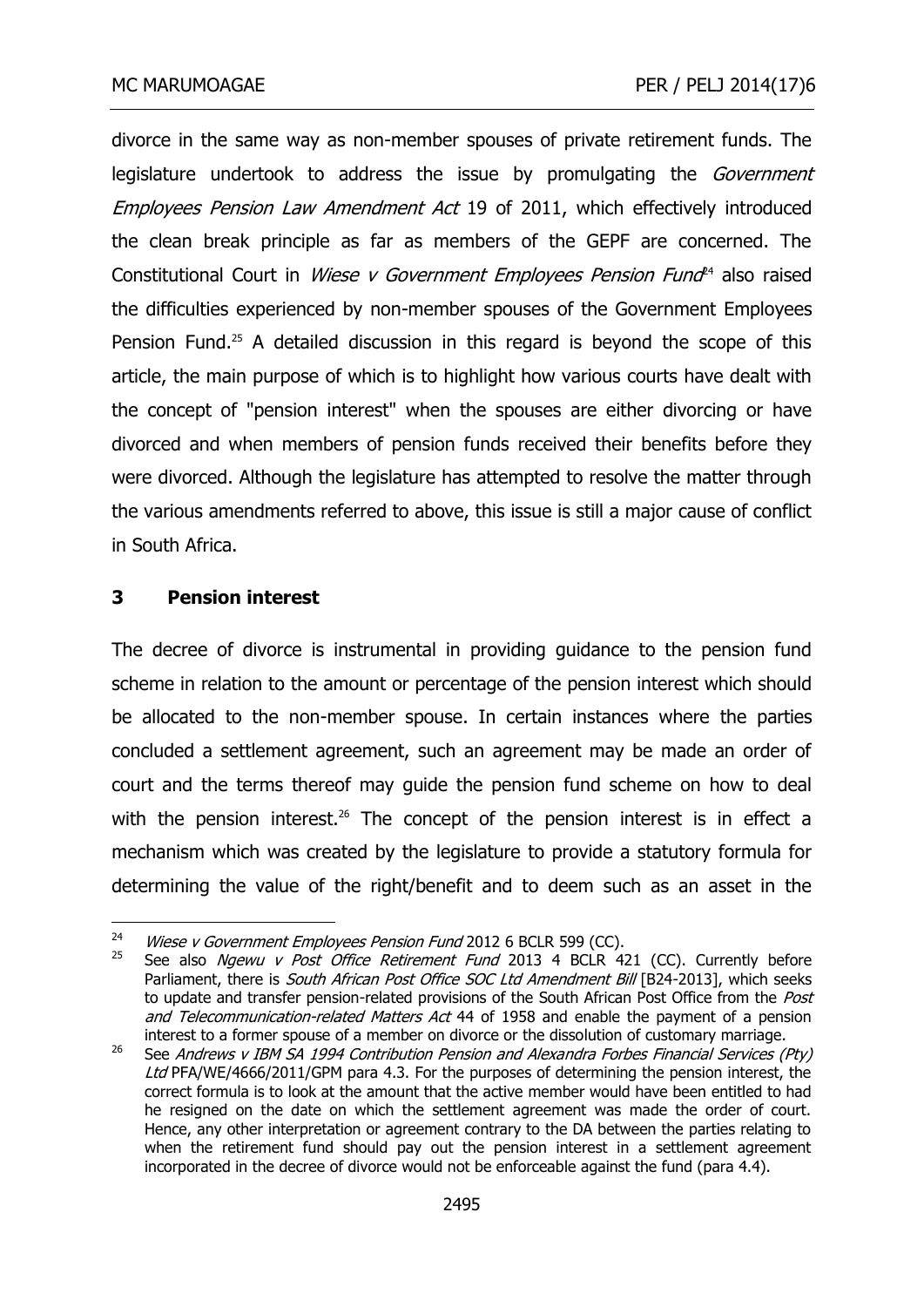divorce in the same way as non-member spouses of private retirement funds. The legislature undertook to address the issue by promulgating the *Government Employees Pension Law Amendment Act* 19 of 2011, which effectively introduced the clean break principle as far as members of the GEPF are concerned. The Constitutional Court in *Wiese v Government Employees Pension Fund*[24] also raised the difficulties experienced by non-member spouses of the Government Employees Pension Fund.[25] A detailed discussion in this regard is beyond the scope of this article, the main purpose of which is to highlight how various courts have dealt with the concept of "pension interest" when the spouses are either divorcing or have divorced and when members of pension funds received their benefits before they were divorced. Although the legislature has attempted to resolve the matter through the various amendments referred to above, this issue is still a major cause of conflict in South Africa.

## 3 Pension interest

The decree of divorce is instrumental in providing guidance to the pension fund scheme in relation to the amount or percentage of the pension interest which should be allocated to the non-member spouse. In certain instances where the parties concluded a settlement agreement, such an agreement may be made an order of court and the terms thereof may guide the pension fund scheme on how to deal with the pension interest.[26] The concept of the pension interest is in effect a mechanism which was created by the legislature to provide a statutory formula for determining the value of the right/benefit and to deem such as an asset in the

---

[24] *Wiese v Government Employees Pension Fund* 2012 6 BCLR 599 (CC).

[25] See also *Ngewu v Post Office Retirement Fund* 2013 4 BCLR 421 (CC). Currently before Parliament, there is *South African Post Office SOC Ltd Amendment Bill* [B24-2013], which seeks to update and transfer pension-related provisions of the South African Post Office from the *Post and Telecommunication-related Matters Act* 44 of 1958 and enable the payment of a pension interest to a former spouse of a member on divorce or the dissolution of customary marriage.

[26] See *Andrews v IBM SA 1994 Contribution Pension and Alexandra Forbes Financial Services (Pty) Ltd* PFA/WE/4666/2011/GPM para 4.3. For the purposes of determining the pension interest, the correct formula is to look at the amount that the active member would have been entitled to had he resigned on the date on which the settlement agreement was made the order of court. Hence, any other interpretation or agreement contrary to the DA between the parties relating to when the retirement fund should pay out the pension interest in a settlement agreement incorporated in the decree of divorce would not be enforceable against the fund (para 4.4).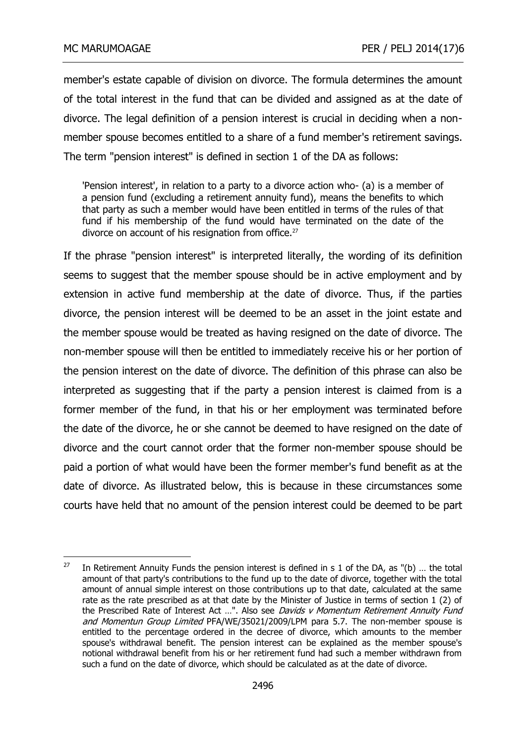member's estate capable of division on divorce. The formula determines the amount of the total interest in the fund that can be divided and assigned as at the date of divorce. The legal definition of a pension interest is crucial in deciding when a non-member spouse becomes entitled to a share of a fund member's retirement savings. The term "pension interest" is defined in section 1 of the DA as follows:

> 'Pension interest', in relation to a party to a divorce action who- (a) is a member of a pension fund (excluding a retirement annuity fund), means the benefits to which that party as such a member would have been entitled in terms of the rules of that fund if his membership of the fund would have terminated on the date of the divorce on account of his resignation from office.[27]

If the phrase "pension interest" is interpreted literally, the wording of its definition seems to suggest that the member spouse should be in active employment and by extension in active fund membership at the date of divorce. Thus, if the parties divorce, the pension interest will be deemed to be an asset in the joint estate and the member spouse would be treated as having resigned on the date of divorce. The non-member spouse will then be entitled to immediately receive his or her portion of the pension interest on the date of divorce. The definition of this phrase can also be interpreted as suggesting that if the party a pension interest is claimed from is a former member of the fund, in that his or her employment was terminated before the date of the divorce, he or she cannot be deemed to have resigned on the date of divorce and the court cannot order that the former non-member spouse should be paid a portion of what would have been the former member's fund benefit as at the date of divorce. As illustrated below, this is because in these circumstances some courts have held that no amount of the pension interest could be deemed to be part

---

[27] In Retirement Annuity Funds the pension interest is defined in s 1 of the DA, as "(b) … the total amount of that party's contributions to the fund up to the date of divorce, together with the total amount of annual simple interest on those contributions up to that date, calculated at the same rate as the rate prescribed as at that date by the Minister of Justice in terms of section 1 (2) of the Prescribed Rate of Interest Act …". Also see *Davids v Momentum Retirement Annuity Fund and Momentun Group Limited* PFA/WE/35021/2009/LPM para 5.7. The non-member spouse is entitled to the percentage ordered in the decree of divorce, which amounts to the member spouse's withdrawal benefit. The pension interest can be explained as the member spouse's notional withdrawal benefit from his or her retirement fund had such a member withdrawn from such a fund on the date of divorce, which should be calculated as at the date of divorce.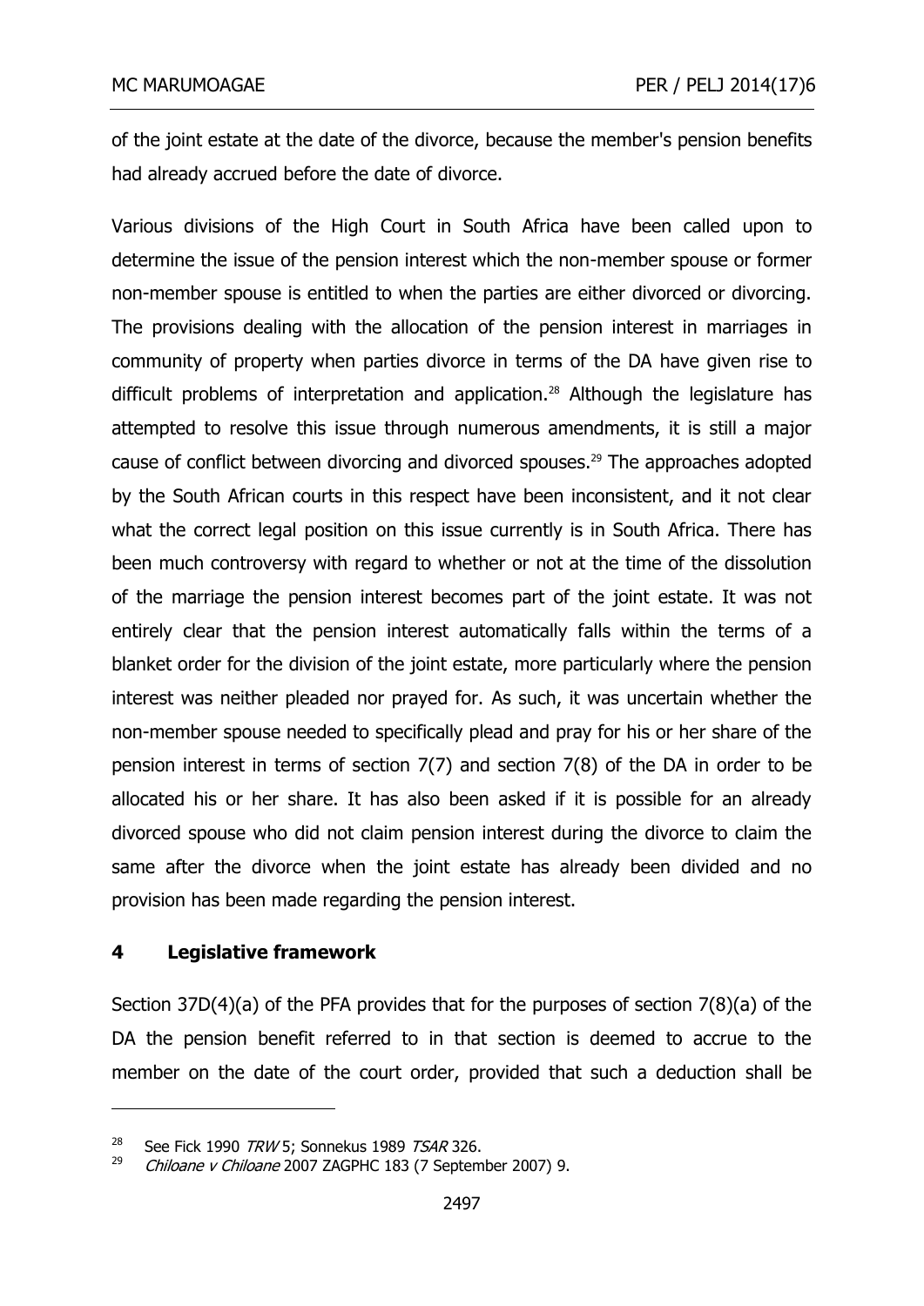of the joint estate at the date of the divorce, because the member's pension benefits had already accrued before the date of divorce.

Various divisions of the High Court in South Africa have been called upon to determine the issue of the pension interest which the non-member spouse or former non-member spouse is entitled to when the parties are either divorced or divorcing. The provisions dealing with the allocation of the pension interest in marriages in community of property when parties divorce in terms of the DA have given rise to difficult problems of interpretation and application.[28] Although the legislature has attempted to resolve this issue through numerous amendments, it is still a major cause of conflict between divorcing and divorced spouses.[29] The approaches adopted by the South African courts in this respect have been inconsistent, and it not clear what the correct legal position on this issue currently is in South Africa. There has been much controversy with regard to whether or not at the time of the dissolution of the marriage the pension interest becomes part of the joint estate. It was not entirely clear that the pension interest automatically falls within the terms of a blanket order for the division of the joint estate, more particularly where the pension interest was neither pleaded nor prayed for. As such, it was uncertain whether the non-member spouse needed to specifically plead and pray for his or her share of the pension interest in terms of section 7(7) and section 7(8) of the DA in order to be allocated his or her share. It has also been asked if it is possible for an already divorced spouse who did not claim pension interest during the divorce to claim the same after the divorce when the joint estate has already been divided and no provision has been made regarding the pension interest.

## 4 Legislative framework

Section 37D(4)(a) of the PFA provides that for the purposes of section 7(8)(a) of the DA the pension benefit referred to in that section is deemed to accrue to the member on the date of the court order, provided that such a deduction shall be

---

[28] See Fick 1990 *TRW* 5; Sonnekus 1989 *TSAR* 326.

[29] *Chiloane v Chiloane* 2007 ZAGPHC 183 (7 September 2007) 9.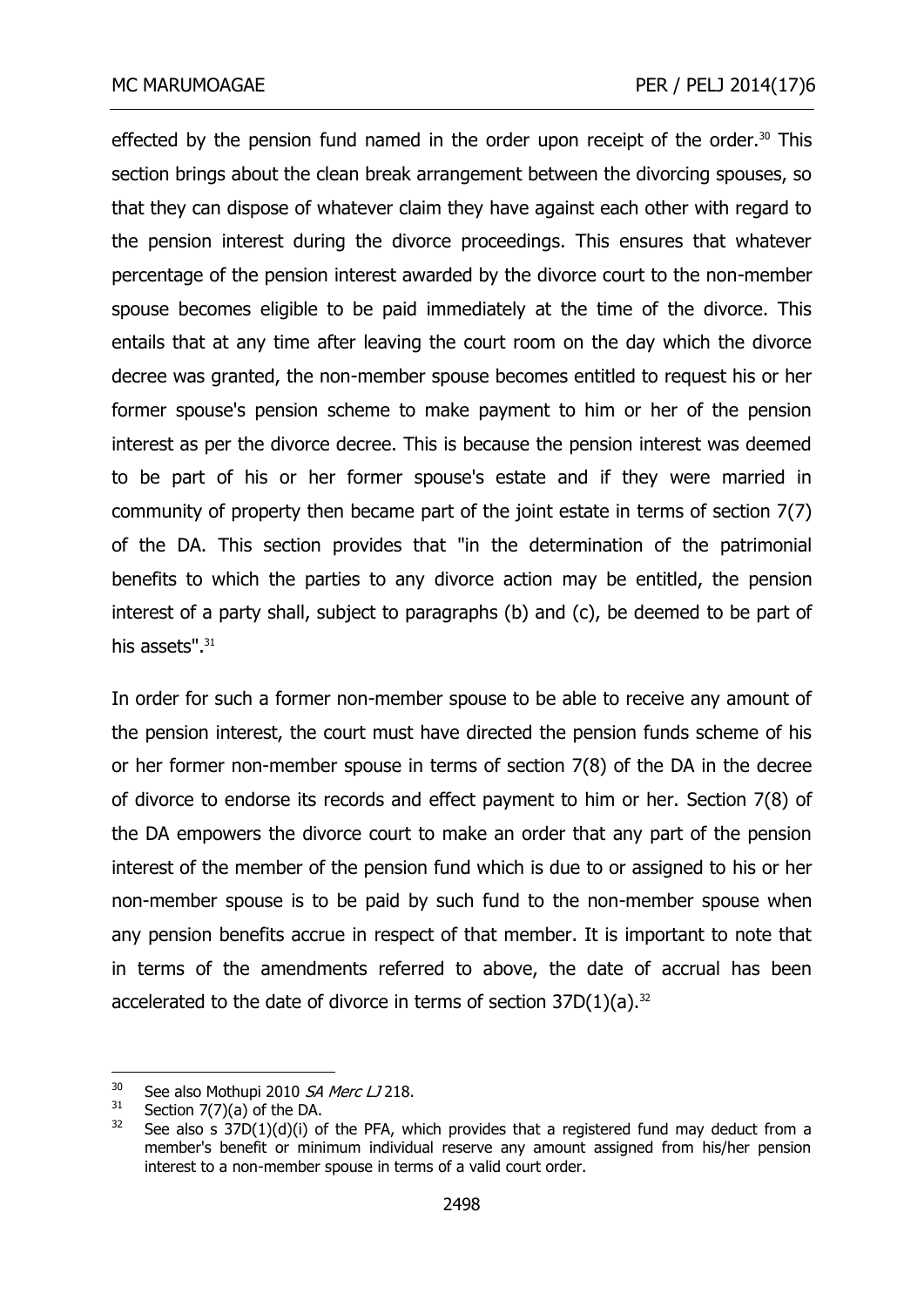effected by the pension fund named in the order upon receipt of the order.[30] This section brings about the clean break arrangement between the divorcing spouses, so that they can dispose of whatever claim they have against each other with regard to the pension interest during the divorce proceedings. This ensures that whatever percentage of the pension interest awarded by the divorce court to the non-member spouse becomes eligible to be paid immediately at the time of the divorce. This entails that at any time after leaving the court room on the day which the divorce decree was granted, the non-member spouse becomes entitled to request his or her former spouse's pension scheme to make payment to him or her of the pension interest as per the divorce decree. This is because the pension interest was deemed to be part of his or her former spouse's estate and if they were married in community of property then became part of the joint estate in terms of section 7(7) of the DA. This section provides that "in the determination of the patrimonial benefits to which the parties to any divorce action may be entitled, the pension interest of a party shall, subject to paragraphs (b) and (c), be deemed to be part of his assets".[31]

In order for such a former non-member spouse to be able to receive any amount of the pension interest, the court must have directed the pension funds scheme of his or her former non-member spouse in terms of section 7(8) of the DA in the decree of divorce to endorse its records and effect payment to him or her. Section 7(8) of the DA empowers the divorce court to make an order that any part of the pension interest of the member of the pension fund which is due to or assigned to his or her non-member spouse is to be paid by such fund to the non-member spouse when any pension benefits accrue in respect of that member. It is important to note that in terms of the amendments referred to above, the date of accrual has been accelerated to the date of divorce in terms of section 37D(1)(a).[32]

---

[30] See also Mothupi 2010 *SA Merc LJ* 218.

[31] Section 7(7)(a) of the DA.

[32] See also s 37D(1)(d)(i) of the PFA, which provides that a registered fund may deduct from a member's benefit or minimum individual reserve any amount assigned from his/her pension interest to a non-member spouse in terms of a valid court order.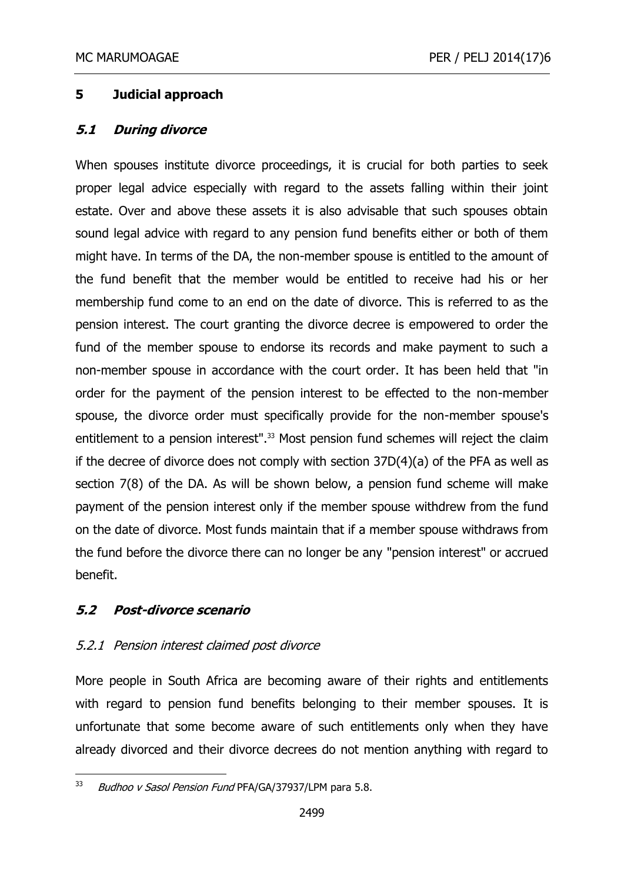## 5 Judicial approach

### *5.1 During divorce*

When spouses institute divorce proceedings, it is crucial for both parties to seek proper legal advice especially with regard to the assets falling within their joint estate. Over and above these assets it is also advisable that such spouses obtain sound legal advice with regard to any pension fund benefits either or both of them might have. In terms of the DA, the non-member spouse is entitled to the amount of the fund benefit that the member would be entitled to receive had his or her membership fund come to an end on the date of divorce. This is referred to as the pension interest. The court granting the divorce decree is empowered to order the fund of the member spouse to endorse its records and make payment to such a non-member spouse in accordance with the court order. It has been held that "in order for the payment of the pension interest to be effected to the non-member spouse, the divorce order must specifically provide for the non-member spouse's entitlement to a pension interest".[33] Most pension fund schemes will reject the claim if the decree of divorce does not comply with section 37D(4)(a) of the PFA as well as section 7(8) of the DA. As will be shown below, a pension fund scheme will make payment of the pension interest only if the member spouse withdrew from the fund on the date of divorce. Most funds maintain that if a member spouse withdraws from the fund before the divorce there can no longer be any "pension interest" or accrued benefit.

### *5.2 Post-divorce scenario*

#### *5.2.1 Pension interest claimed post divorce*

More people in South Africa are becoming aware of their rights and entitlements with regard to pension fund benefits belonging to their member spouses. It is unfortunate that some become aware of such entitlements only when they have already divorced and their divorce decrees do not mention anything with regard to

---

[33] *Budhoo v Sasol Pension Fund* PFA/GA/37937/LPM para 5.8.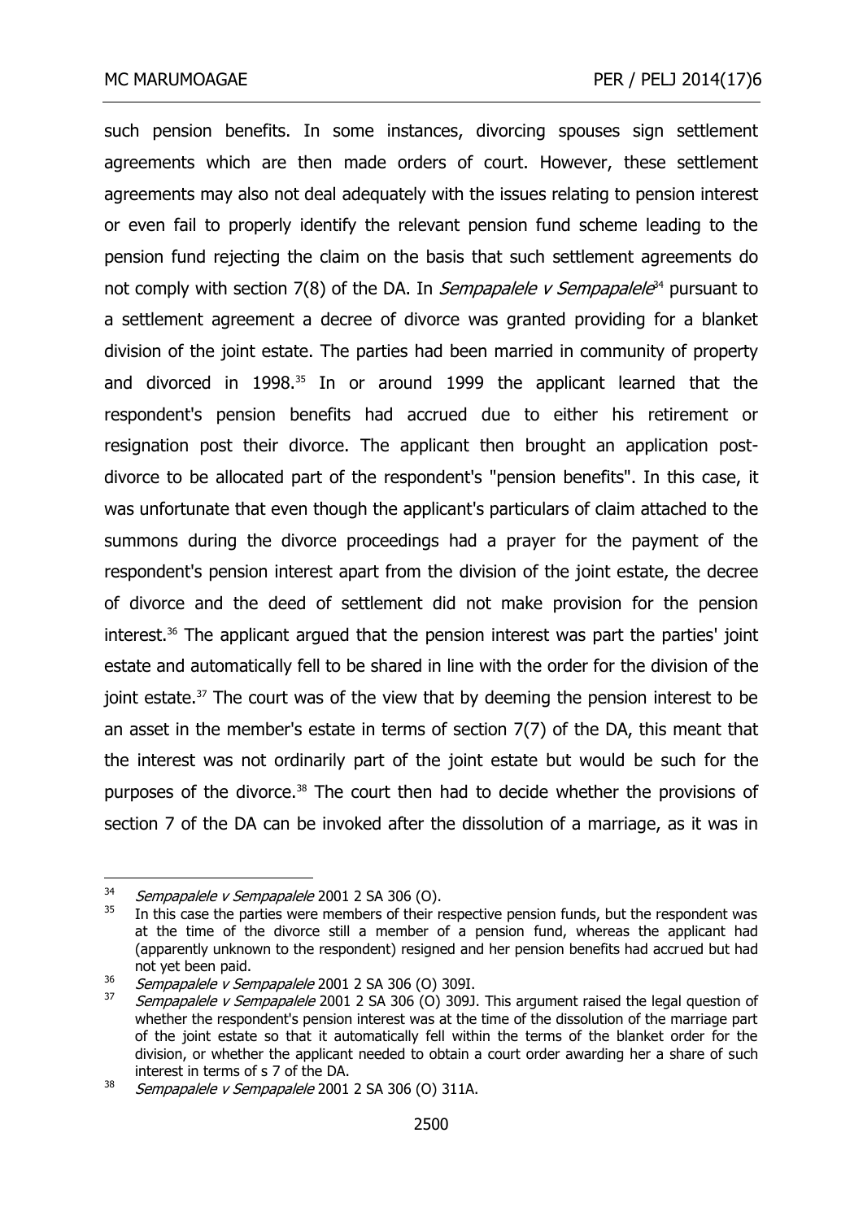such pension benefits. In some instances, divorcing spouses sign settlement agreements which are then made orders of court. However, these settlement agreements may also not deal adequately with the issues relating to pension interest or even fail to properly identify the relevant pension fund scheme leading to the pension fund rejecting the claim on the basis that such settlement agreements do not comply with section 7(8) of the DA. In *Sempapalele v Sempapalele*[34] pursuant to a settlement agreement a decree of divorce was granted providing for a blanket division of the joint estate. The parties had been married in community of property and divorced in 1998.[35] In or around 1999 the applicant learned that the respondent's pension benefits had accrued due to either his retirement or resignation post their divorce. The applicant then brought an application post-divorce to be allocated part of the respondent's "pension benefits". In this case, it was unfortunate that even though the applicant's particulars of claim attached to the summons during the divorce proceedings had a prayer for the payment of the respondent's pension interest apart from the division of the joint estate, the decree of divorce and the deed of settlement did not make provision for the pension interest.[36] The applicant argued that the pension interest was part the parties' joint estate and automatically fell to be shared in line with the order for the division of the joint estate.[37] The court was of the view that by deeming the pension interest to be an asset in the member's estate in terms of section 7(7) of the DA, this meant that the interest was not ordinarily part of the joint estate but would be such for the purposes of the divorce.[38] The court then had to decide whether the provisions of section 7 of the DA can be invoked after the dissolution of a marriage, as it was in

---

[34] *Sempapalele v Sempapalele* 2001 2 SA 306 (O).

[35] In this case the parties were members of their respective pension funds, but the respondent was at the time of the divorce still a member of a pension fund, whereas the applicant had (apparently unknown to the respondent) resigned and her pension benefits had accrued but had not yet been paid.

[36] *Sempapalele v Sempapalele* 2001 2 SA 306 (O) 309I.

[37] *Sempapalele v Sempapalele* 2001 2 SA 306 (O) 309J. This argument raised the legal question of whether the respondent's pension interest was at the time of the dissolution of the marriage part of the joint estate so that it automatically fell within the terms of the blanket order for the division, or whether the applicant needed to obtain a court order awarding her a share of such interest in terms of s 7 of the DA.

[38] *Sempapalele v Sempapalele* 2001 2 SA 306 (O) 311A.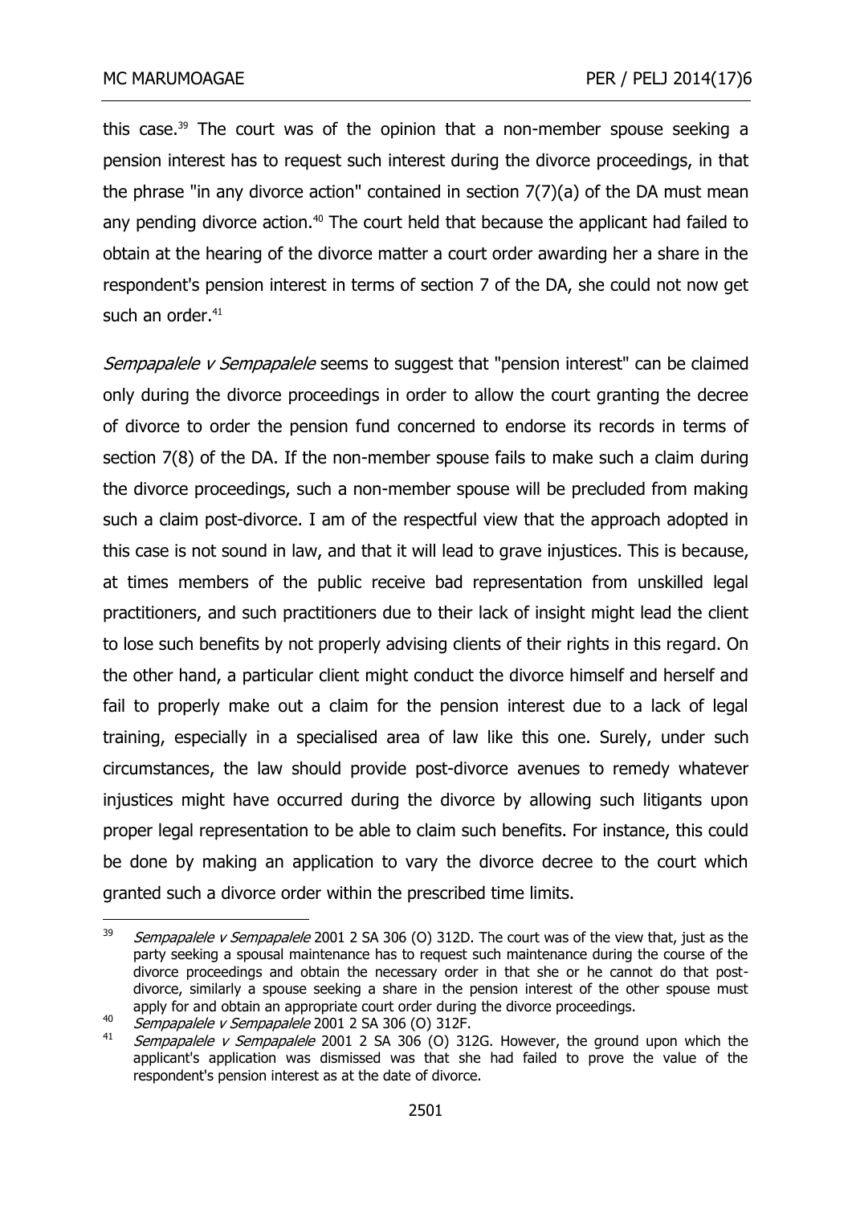this case.[39] The court was of the opinion that a non-member spouse seeking a pension interest has to request such interest during the divorce proceedings, in that the phrase "in any divorce action" contained in section 7(7)(a) of the DA must mean any pending divorce action.[40] The court held that because the applicant had failed to obtain at the hearing of the divorce matter a court order awarding her a share in the respondent's pension interest in terms of section 7 of the DA, she could not now get such an order.[41]

*Sempapalele v Sempapalele* seems to suggest that "pension interest" can be claimed only during the divorce proceedings in order to allow the court granting the decree of divorce to order the pension fund concerned to endorse its records in terms of section 7(8) of the DA. If the non-member spouse fails to make such a claim during the divorce proceedings, such a non-member spouse will be precluded from making such a claim post-divorce. I am of the respectful view that the approach adopted in this case is not sound in law, and that it will lead to grave injustices. This is because, at times members of the public receive bad representation from unskilled legal practitioners, and such practitioners due to their lack of insight might lead the client to lose such benefits by not properly advising clients of their rights in this regard. On the other hand, a particular client might conduct the divorce himself and herself and fail to properly make out a claim for the pension interest due to a lack of legal training, especially in a specialised area of law like this one. Surely, under such circumstances, the law should provide post-divorce avenues to remedy whatever injustices might have occurred during the divorce by allowing such litigants upon proper legal representation to be able to claim such benefits. For instance, this could be done by making an application to vary the divorce decree to the court which granted such a divorce order within the prescribed time limits.

---

[39] *Sempapalele v Sempapalele* 2001 2 SA 306 (O) 312D. The court was of the view that, just as the party seeking a spousal maintenance has to request such maintenance during the course of the divorce proceedings and obtain the necessary order in that she or he cannot do that post-divorce, similarly a spouse seeking a share in the pension interest of the other spouse must apply for and obtain an appropriate court order during the divorce proceedings.

[40] *Sempapalele v Sempapalele* 2001 2 SA 306 (O) 312F.

[41] *Sempapalele v Sempapalele* 2001 2 SA 306 (O) 312G. However, the ground upon which the applicant's application was dismissed was that she had failed to prove the value of the respondent's pension interest as at the date of divorce.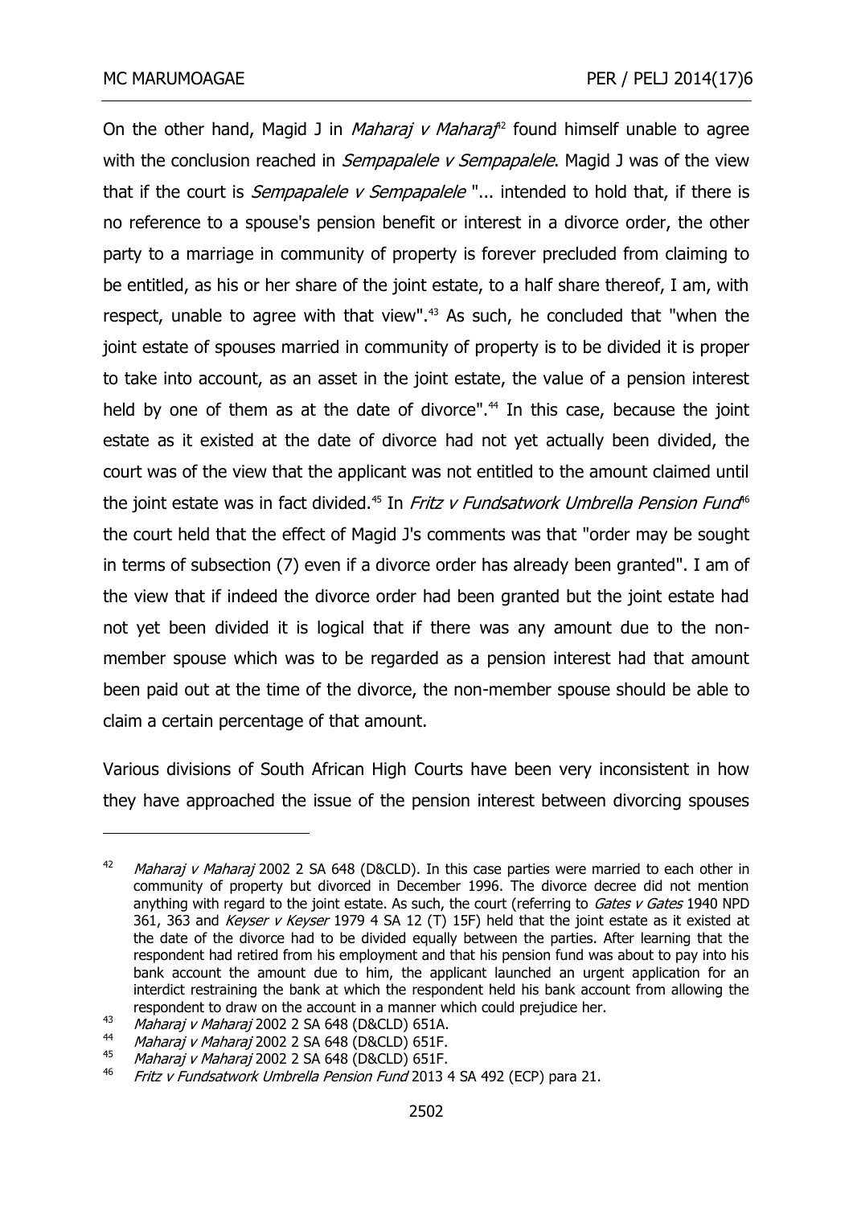On the other hand, Magid J in *Maharaj v Maharaj*[42] found himself unable to agree with the conclusion reached in *Sempapalele v Sempapalele*. Magid J was of the view that if the court is *Sempapalele v Sempapalele* "... intended to hold that, if there is no reference to a spouse's pension benefit or interest in a divorce order, the other party to a marriage in community of property is forever precluded from claiming to be entitled, as his or her share of the joint estate, to a half share thereof, I am, with respect, unable to agree with that view".[43] As such, he concluded that "when the joint estate of spouses married in community of property is to be divided it is proper to take into account, as an asset in the joint estate, the value of a pension interest held by one of them as at the date of divorce".[44] In this case, because the joint estate as it existed at the date of divorce had not yet actually been divided, the court was of the view that the applicant was not entitled to the amount claimed until the joint estate was in fact divided.[45] In *Fritz v Fundsatwork Umbrella Pension Fund*[46] the court held that the effect of Magid J's comments was that "order may be sought in terms of subsection (7) even if a divorce order has already been granted". I am of the view that if indeed the divorce order had been granted but the joint estate had not yet been divided it is logical that if there was any amount due to the non-member spouse which was to be regarded as a pension interest had that amount been paid out at the time of the divorce, the non-member spouse should be able to claim a certain percentage of that amount.

Various divisions of South African High Courts have been very inconsistent in how they have approached the issue of the pension interest between divorcing spouses

---

[42] *Maharaj v Maharaj* 2002 2 SA 648 (D&CLD). In this case parties were married to each other in community of property but divorced in December 1996. The divorce decree did not mention anything with regard to the joint estate. As such, the court (referring to *Gates v Gates* 1940 NPD 361, 363 and *Keyser v Keyser* 1979 4 SA 12 (T) 15F) held that the joint estate as it existed at the date of the divorce had to be divided equally between the parties. After learning that the respondent had retired from his employment and that his pension fund was about to pay into his bank account the amount due to him, the applicant launched an urgent application for an interdict restraining the bank at which the respondent held his bank account from allowing the respondent to draw on the account in a manner which could prejudice her.

[43] *Maharaj v Maharaj* 2002 2 SA 648 (D&CLD) 651A.

[44] *Maharaj v Maharaj* 2002 2 SA 648 (D&CLD) 651F.

[45] *Maharaj v Maharaj* 2002 2 SA 648 (D&CLD) 651F.

[46] *Fritz v Fundsatwork Umbrella Pension Fund* 2013 4 SA 492 (ECP) para 21.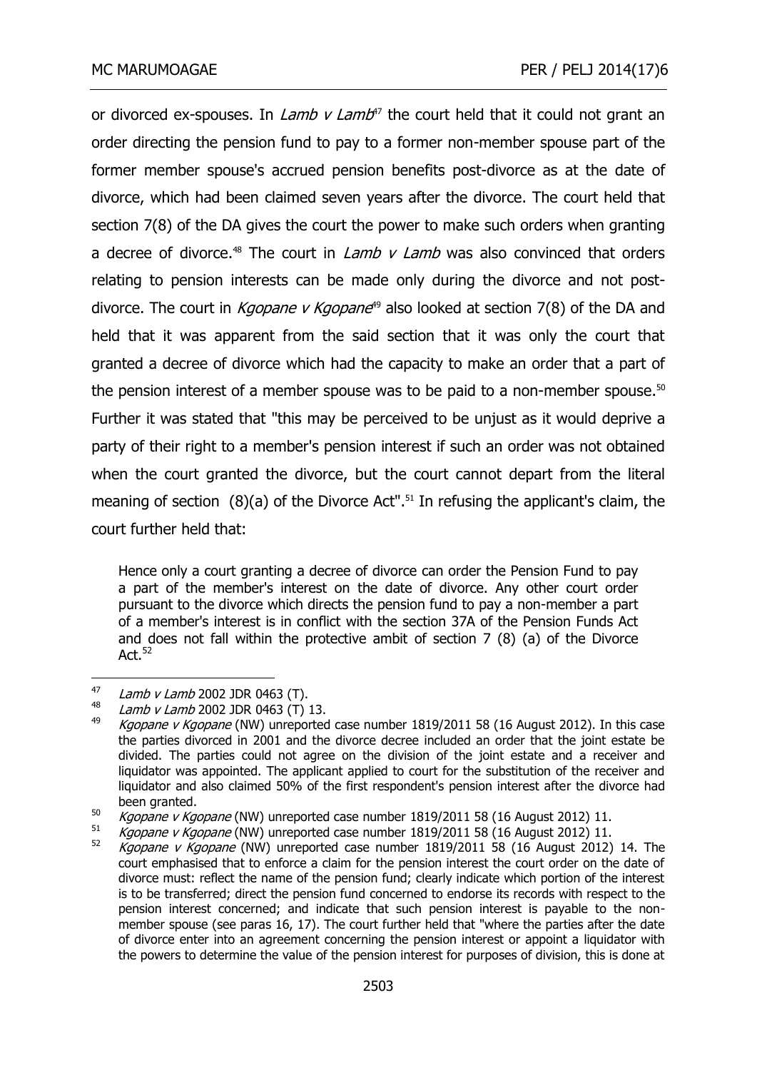or divorced ex-spouses. In *Lamb v Lamb*[47] the court held that it could not grant an order directing the pension fund to pay to a former non-member spouse part of the former member spouse's accrued pension benefits post-divorce as at the date of divorce, which had been claimed seven years after the divorce. The court held that section 7(8) of the DA gives the court the power to make such orders when granting a decree of divorce.[48] The court in *Lamb v Lamb* was also convinced that orders relating to pension interests can be made only during the divorce and not post-divorce. The court in *Kgopane v Kgopane*[49] also looked at section 7(8) of the DA and held that it was apparent from the said section that it was only the court that granted a decree of divorce which had the capacity to make an order that a part of the pension interest of a member spouse was to be paid to a non-member spouse.[50] Further it was stated that "this may be perceived to be unjust as it would deprive a party of their right to a member's pension interest if such an order was not obtained when the court granted the divorce, but the court cannot depart from the literal meaning of section (8)(a) of the Divorce Act".[51] In refusing the applicant's claim, the court further held that:

> Hence only a court granting a decree of divorce can order the Pension Fund to pay a part of the member's interest on the date of divorce. Any other court order pursuant to the divorce which directs the pension fund to pay a non-member a part of a member's interest is in conflict with the section 37A of the Pension Funds Act and does not fall within the protective ambit of section 7 (8) (a) of the Divorce Act.[52]

---

[47] *Lamb v Lamb* 2002 JDR 0463 (T).

[48] *Lamb v Lamb* 2002 JDR 0463 (T) 13.

[49] *Kgopane v Kgopane* (NW) unreported case number 1819/2011 58 (16 August 2012). In this case the parties divorced in 2001 and the divorce decree included an order that the joint estate be divided. The parties could not agree on the division of the joint estate and a receiver and liquidator was appointed. The applicant applied to court for the substitution of the receiver and liquidator and also claimed 50% of the first respondent's pension interest after the divorce had been granted.

[50] *Kgopane v Kgopane* (NW) unreported case number 1819/2011 58 (16 August 2012) 11.

[51] *Kgopane v Kgopane* (NW) unreported case number 1819/2011 58 (16 August 2012) 11.

[52] *Kgopane v Kgopane* (NW) unreported case number 1819/2011 58 (16 August 2012) 14. The court emphasised that to enforce a claim for the pension interest the court order on the date of divorce must: reflect the name of the pension fund; clearly indicate which portion of the interest is to be transferred; direct the pension fund concerned to endorse its records with respect to the pension interest concerned; and indicate that such pension interest is payable to the non-member spouse (see paras 16, 17). The court further held that "where the parties after the date of divorce enter into an agreement concerning the pension interest or appoint a liquidator with the powers to determine the value of the pension interest for purposes of division, this is done at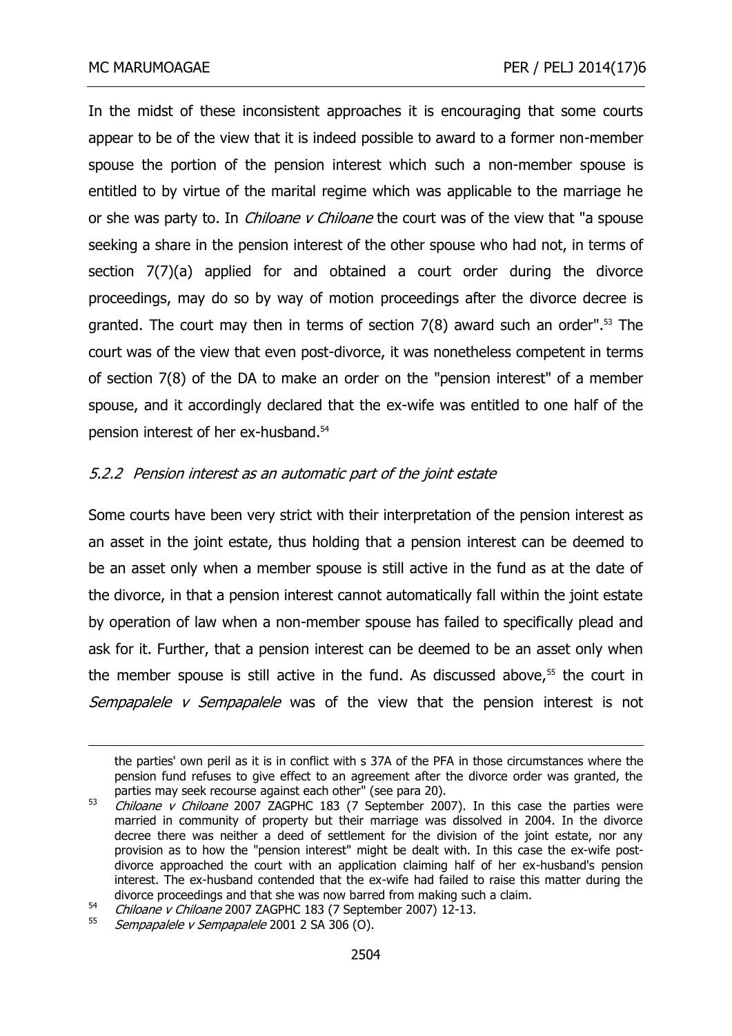In the midst of these inconsistent approaches it is encouraging that some courts appear to be of the view that it is indeed possible to award to a former non-member spouse the portion of the pension interest which such a non-member spouse is entitled to by virtue of the marital regime which was applicable to the marriage he or she was party to. In *Chiloane v Chiloane* the court was of the view that "a spouse seeking a share in the pension interest of the other spouse who had not, in terms of section 7(7)(a) applied for and obtained a court order during the divorce proceedings, may do so by way of motion proceedings after the divorce decree is granted. The court may then in terms of section 7(8) award such an order".[53] The court was of the view that even post-divorce, it was nonetheless competent in terms of section 7(8) of the DA to make an order on the "pension interest" of a member spouse, and it accordingly declared that the ex-wife was entitled to one half of the pension interest of her ex-husband.[54]

### *5.2.2 Pension interest as an automatic part of the joint estate*

Some courts have been very strict with their interpretation of the pension interest as an asset in the joint estate, thus holding that a pension interest can be deemed to be an asset only when a member spouse is still active in the fund as at the date of the divorce, in that a pension interest cannot automatically fall within the joint estate by operation of law when a non-member spouse has failed to specifically plead and ask for it. Further, that a pension interest can be deemed to be an asset only when the member spouse is still active in the fund. As discussed above,[55] the court in *Sempapalele v Sempapalele* was of the view that the pension interest is not

---

the parties' own peril as it is in conflict with s 37A of the PFA in those circumstances where the pension fund refuses to give effect to an agreement after the divorce order was granted, the parties may seek recourse against each other" (see para 20).

[53] *Chiloane v Chiloane* 2007 ZAGPHC 183 (7 September 2007). In this case the parties were married in community of property but their marriage was dissolved in 2004. In the divorce decree there was neither a deed of settlement for the division of the joint estate, nor any provision as to how the "pension interest" might be dealt with. In this case the ex-wife post-divorce approached the court with an application claiming half of her ex-husband's pension interest. The ex-husband contended that the ex-wife had failed to raise this matter during the divorce proceedings and that she was now barred from making such a claim.

[54] *Chiloane v Chiloane* 2007 ZAGPHC 183 (7 September 2007) 12-13.

[55] *Sempapalele v Sempapalele* 2001 2 SA 306 (O).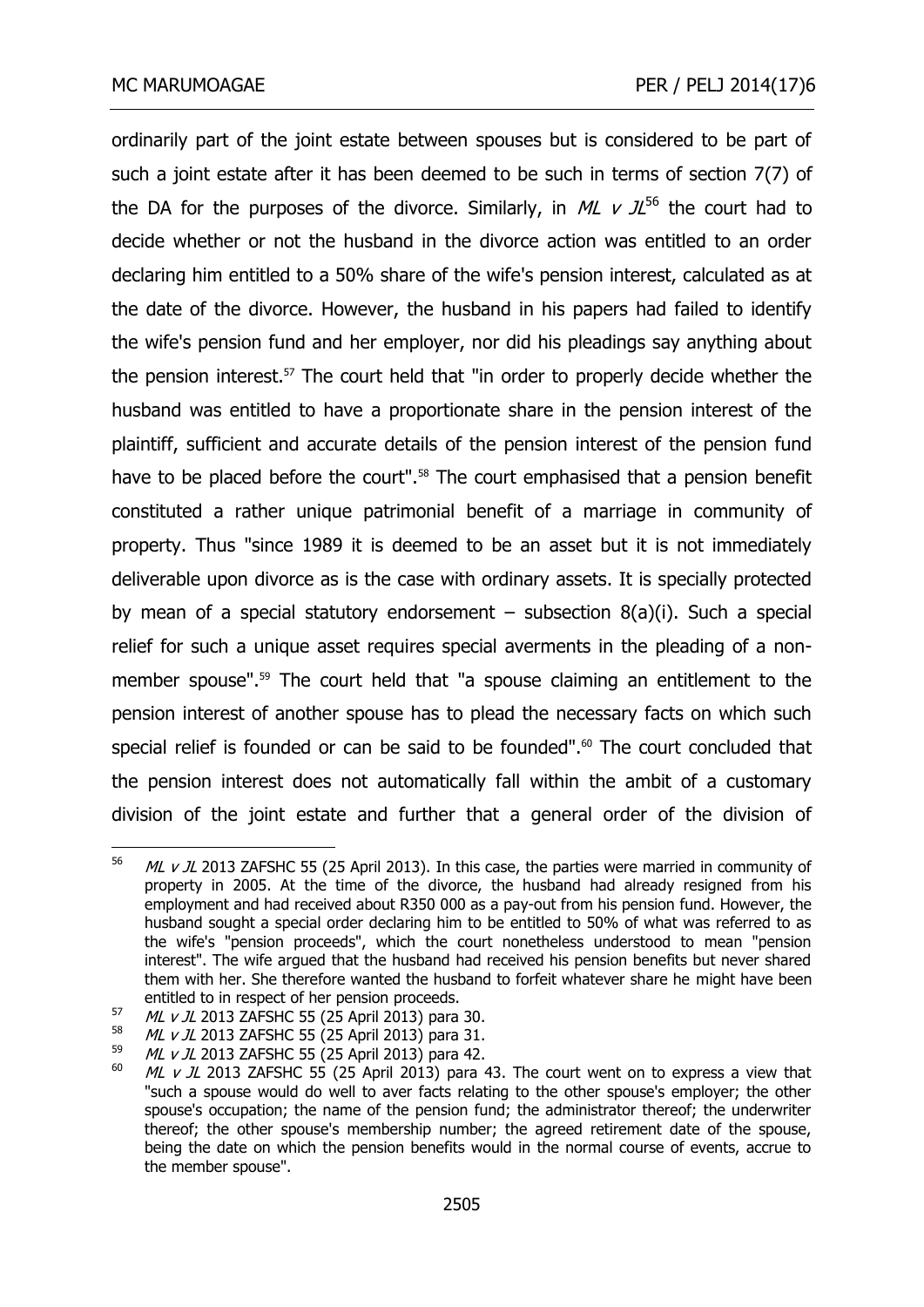ordinarily part of the joint estate between spouses but is considered to be part of such a joint estate after it has been deemed to be such in terms of section 7(7) of the DA for the purposes of the divorce. Similarly, in *ML v JL*[56] the court had to decide whether or not the husband in the divorce action was entitled to an order declaring him entitled to a 50% share of the wife's pension interest, calculated as at the date of the divorce. However, the husband in his papers had failed to identify the wife's pension fund and her employer, nor did his pleadings say anything about the pension interest.[57] The court held that "in order to properly decide whether the husband was entitled to have a proportionate share in the pension interest of the plaintiff, sufficient and accurate details of the pension interest of the pension fund have to be placed before the court".[58] The court emphasised that a pension benefit constituted a rather unique patrimonial benefit of a marriage in community of property. Thus "since 1989 it is deemed to be an asset but it is not immediately deliverable upon divorce as is the case with ordinary assets. It is specially protected by mean of a special statutory endorsement – subsection 8(a)(i). Such a special relief for such a unique asset requires special averments in the pleading of a non-member spouse".[59] The court held that "a spouse claiming an entitlement to the pension interest of another spouse has to plead the necessary facts on which such special relief is founded or can be said to be founded".[60] The court concluded that the pension interest does not automatically fall within the ambit of a customary division of the joint estate and further that a general order of the division of

---

56 *ML v JL* 2013 ZAFSHC 55 (25 April 2013). In this case, the parties were married in community of property in 2005. At the time of the divorce, the husband had already resigned from his employment and had received about R350 000 as a pay-out from his pension fund. However, the husband sought a special order declaring him to be entitled to 50% of what was referred to as the wife's "pension proceeds", which the court nonetheless understood to mean "pension interest". The wife argued that the husband had received his pension benefits but never shared them with her. She therefore wanted the husband to forfeit whatever share he might have been entitled to in respect of her pension proceeds.

57 *ML v JL* 2013 ZAFSHC 55 (25 April 2013) para 30.

58 *ML v JL* 2013 ZAFSHC 55 (25 April 2013) para 31.

59 *ML v JL* 2013 ZAFSHC 55 (25 April 2013) para 42.

60 *ML v JL* 2013 ZAFSHC 55 (25 April 2013) para 43. The court went on to express a view that "such a spouse would do well to aver facts relating to the other spouse's employer; the other spouse's occupation; the name of the pension fund; the administrator thereof; the underwriter thereof; the other spouse's membership number; the agreed retirement date of the spouse, being the date on which the pension benefits would in the normal course of events, accrue to the member spouse".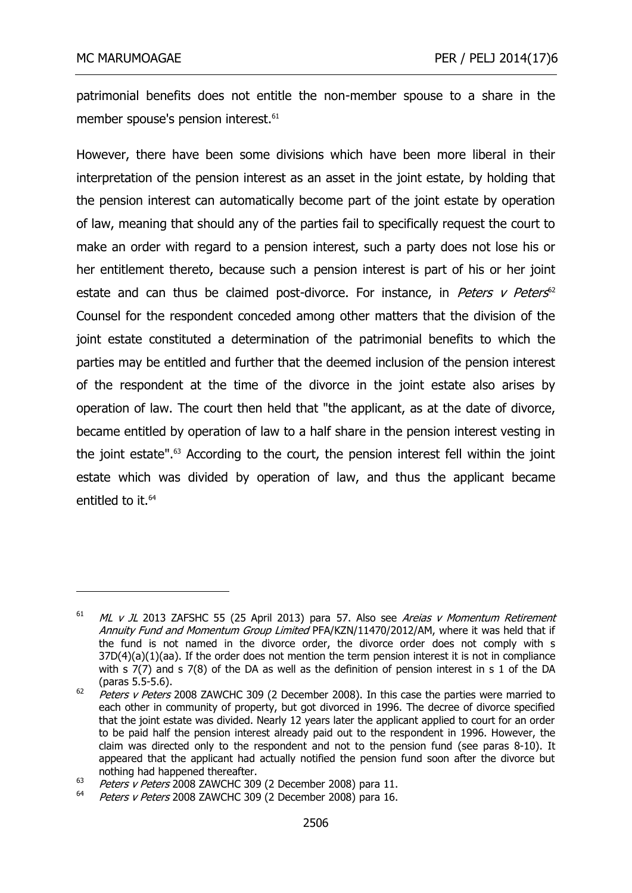patrimonial benefits does not entitle the non-member spouse to a share in the member spouse's pension interest.[61]

However, there have been some divisions which have been more liberal in their interpretation of the pension interest as an asset in the joint estate, by holding that the pension interest can automatically become part of the joint estate by operation of law, meaning that should any of the parties fail to specifically request the court to make an order with regard to a pension interest, such a party does not lose his or her entitlement thereto, because such a pension interest is part of his or her joint estate and can thus be claimed post-divorce. For instance, in *Peters v Peters*[62] Counsel for the respondent conceded among other matters that the division of the joint estate constituted a determination of the patrimonial benefits to which the parties may be entitled and further that the deemed inclusion of the pension interest of the respondent at the time of the divorce in the joint estate also arises by operation of law. The court then held that "the applicant, as at the date of divorce, became entitled by operation of law to a half share in the pension interest vesting in the joint estate".[63] According to the court, the pension interest fell within the joint estate which was divided by operation of law, and thus the applicant became entitled to it.[64]

---

[61] *ML v JL* 2013 ZAFSHC 55 (25 April 2013) para 57. Also see *Areias v Momentum Retirement Annuity Fund and Momentum Group Limited* PFA/KZN/11470/2012/AM, where it was held that if the fund is not named in the divorce order, the divorce order does not comply with s 37D(4)(a)(1)(aa). If the order does not mention the term pension interest it is not in compliance with s 7(7) and s 7(8) of the DA as well as the definition of pension interest in s 1 of the DA (paras 5.5-5.6).

[62] *Peters v Peters* 2008 ZAWCHC 309 (2 December 2008). In this case the parties were married to each other in community of property, but got divorced in 1996. The decree of divorce specified that the joint estate was divided. Nearly 12 years later the applicant applied to court for an order to be paid half the pension interest already paid out to the respondent in 1996. However, the claim was directed only to the respondent and not to the pension fund (see paras 8-10). It appeared that the applicant had actually notified the pension fund soon after the divorce but nothing had happened thereafter.

[63] *Peters v Peters* 2008 ZAWCHC 309 (2 December 2008) para 11.

[64] *Peters v Peters* 2008 ZAWCHC 309 (2 December 2008) para 16.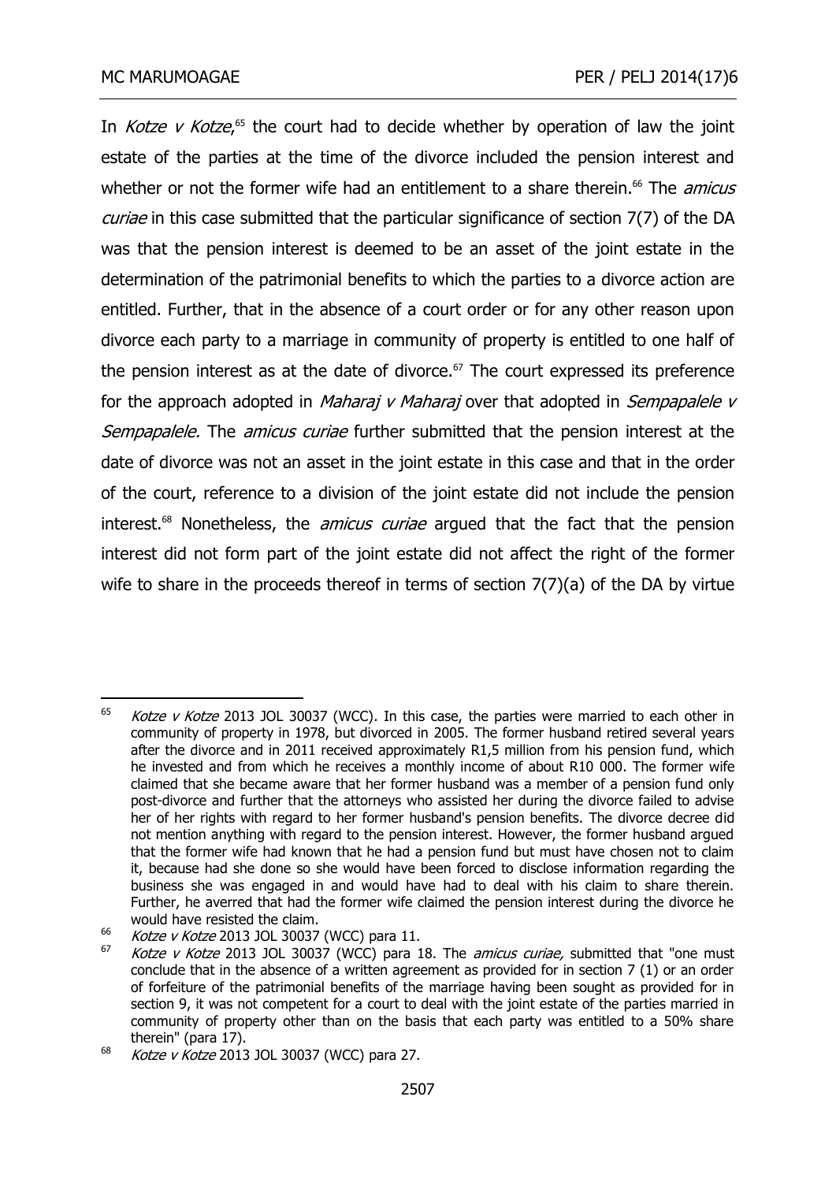In *Kotze v Kotze*,[65] the court had to decide whether by operation of law the joint estate of the parties at the time of the divorce included the pension interest and whether or not the former wife had an entitlement to a share therein.[66] The *amicus curiae* in this case submitted that the particular significance of section 7(7) of the DA was that the pension interest is deemed to be an asset of the joint estate in the determination of the patrimonial benefits to which the parties to a divorce action are entitled. Further, that in the absence of a court order or for any other reason upon divorce each party to a marriage in community of property is entitled to one half of the pension interest as at the date of divorce.[67] The court expressed its preference for the approach adopted in *Maharaj v Maharaj* over that adopted in *Sempapalele v Sempapalele.* The *amicus curiae* further submitted that the pension interest at the date of divorce was not an asset in the joint estate in this case and that in the order of the court, reference to a division of the joint estate did not include the pension interest.[68] Nonetheless, the *amicus curiae* argued that the fact that the pension interest did not form part of the joint estate did not affect the right of the former wife to share in the proceeds thereof in terms of section 7(7)(a) of the DA by virtue

---

[65] *Kotze v Kotze* 2013 JOL 30037 (WCC). In this case, the parties were married to each other in community of property in 1978, but divorced in 2005. The former husband retired several years after the divorce and in 2011 received approximately R1,5 million from his pension fund, which he invested and from which he receives a monthly income of about R10 000. The former wife claimed that she became aware that her former husband was a member of a pension fund only post-divorce and further that the attorneys who assisted her during the divorce failed to advise her of her rights with regard to her former husband's pension benefits. The divorce decree did not mention anything with regard to the pension interest. However, the former husband argued that the former wife had known that he had a pension fund but must have chosen not to claim it, because had she done so she would have been forced to disclose information regarding the business she was engaged in and would have had to deal with his claim to share therein. Further, he averred that had the former wife claimed the pension interest during the divorce he would have resisted the claim.

[66] *Kotze v Kotze* 2013 JOL 30037 (WCC) para 11.

[67] *Kotze v Kotze* 2013 JOL 30037 (WCC) para 18. The *amicus curiae,* submitted that "one must conclude that in the absence of a written agreement as provided for in section 7 (1) or an order of forfeiture of the patrimonial benefits of the marriage having been sought as provided for in section 9, it was not competent for a court to deal with the joint estate of the parties married in community of property other than on the basis that each party was entitled to a 50% share therein" (para 17).

[68] *Kotze v Kotze* 2013 JOL 30037 (WCC) para 27.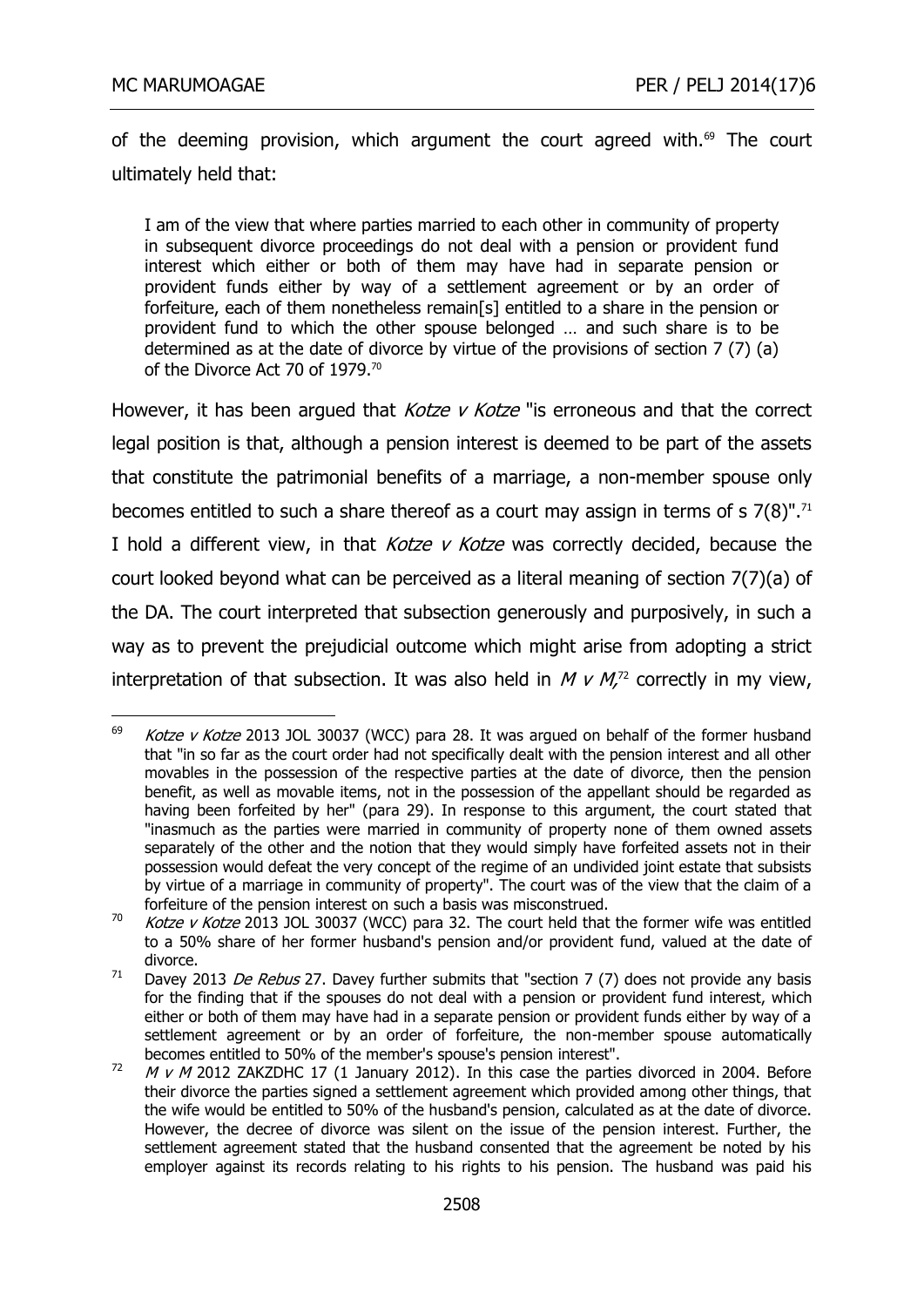of the deeming provision, which argument the court agreed with.[69] The court ultimately held that:

> I am of the view that where parties married to each other in community of property in subsequent divorce proceedings do not deal with a pension or provident fund interest which either or both of them may have had in separate pension or provident funds either by way of a settlement agreement or by an order of forfeiture, each of them nonetheless remain[s] entitled to a share in the pension or provident fund to which the other spouse belonged … and such share is to be determined as at the date of divorce by virtue of the provisions of section 7 (7) (a) of the Divorce Act 70 of 1979.[70]

However, it has been argued that *Kotze v Kotze* "is erroneous and that the correct legal position is that, although a pension interest is deemed to be part of the assets that constitute the patrimonial benefits of a marriage, a non-member spouse only becomes entitled to such a share thereof as a court may assign in terms of s 7(8)".[71] I hold a different view, in that *Kotze v Kotze* was correctly decided, because the court looked beyond what can be perceived as a literal meaning of section 7(7)(a) of the DA. The court interpreted that subsection generously and purposively, in such a way as to prevent the prejudicial outcome which might arise from adopting a strict interpretation of that subsection. It was also held in *M v M*,[72] correctly in my view,

---

[69] *Kotze v Kotze* 2013 JOL 30037 (WCC) para 28. It was argued on behalf of the former husband that "in so far as the court order had not specifically dealt with the pension interest and all other movables in the possession of the respective parties at the date of divorce, then the pension benefit, as well as movable items, not in the possession of the appellant should be regarded as having been forfeited by her" (para 29). In response to this argument, the court stated that "inasmuch as the parties were married in community of property none of them owned assets separately of the other and the notion that they would simply have forfeited assets not in their possession would defeat the very concept of the regime of an undivided joint estate that subsists by virtue of a marriage in community of property". The court was of the view that the claim of a forfeiture of the pension interest on such a basis was misconstrued.

[70] *Kotze v Kotze* 2013 JOL 30037 (WCC) para 32. The court held that the former wife was entitled to a 50% share of her former husband's pension and/or provident fund, valued at the date of divorce.

[71] Davey 2013 *De Rebus* 27. Davey further submits that "section 7 (7) does not provide any basis for the finding that if the spouses do not deal with a pension or provident fund interest, which either or both of them may have had in a separate pension or provident funds either by way of a settlement agreement or by an order of forfeiture, the non-member spouse automatically becomes entitled to 50% of the member's spouse's pension interest".

[72] *M v M* 2012 ZAKZDHC 17 (1 January 2012). In this case the parties divorced in 2004. Before their divorce the parties signed a settlement agreement which provided among other things, that the wife would be entitled to 50% of the husband's pension, calculated as at the date of divorce. However, the decree of divorce was silent on the issue of the pension interest. Further, the settlement agreement stated that the husband consented that the agreement be noted by his employer against its records relating to his rights to his pension. The husband was paid his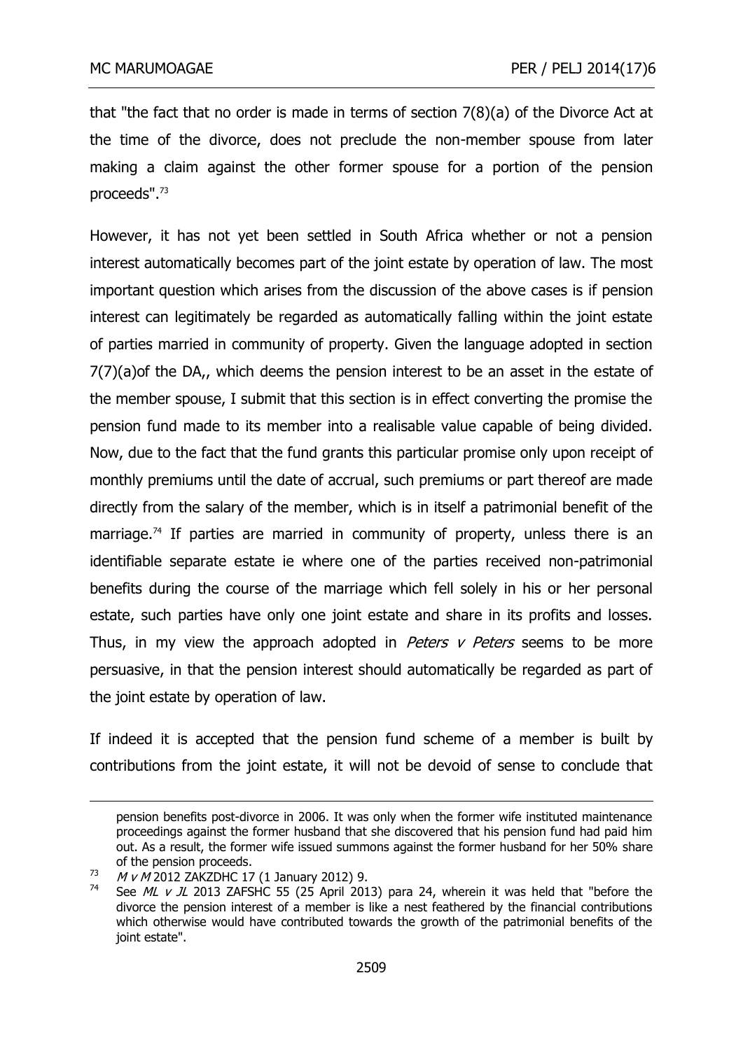that "the fact that no order is made in terms of section 7(8)(a) of the Divorce Act at the time of the divorce, does not preclude the non-member spouse from later making a claim against the other former spouse for a portion of the pension proceeds".[73]

However, it has not yet been settled in South Africa whether or not a pension interest automatically becomes part of the joint estate by operation of law. The most important question which arises from the discussion of the above cases is if pension interest can legitimately be regarded as automatically falling within the joint estate of parties married in community of property. Given the language adopted in section 7(7)(a)of the DA,, which deems the pension interest to be an asset in the estate of the member spouse, I submit that this section is in effect converting the promise the pension fund made to its member into a realisable value capable of being divided. Now, due to the fact that the fund grants this particular promise only upon receipt of monthly premiums until the date of accrual, such premiums or part thereof are made directly from the salary of the member, which is in itself a patrimonial benefit of the marriage.[74] If parties are married in community of property, unless there is an identifiable separate estate ie where one of the parties received non-patrimonial benefits during the course of the marriage which fell solely in his or her personal estate, such parties have only one joint estate and share in its profits and losses. Thus, in my view the approach adopted in *Peters v Peters* seems to be more persuasive, in that the pension interest should automatically be regarded as part of the joint estate by operation of law.

If indeed it is accepted that the pension fund scheme of a member is built by contributions from the joint estate, it will not be devoid of sense to conclude that

---

pension benefits post-divorce in 2006. It was only when the former wife instituted maintenance proceedings against the former husband that she discovered that his pension fund had paid him out. As a result, the former wife issued summons against the former husband for her 50% share of the pension proceeds.

[73] *M v M* 2012 ZAKZDHC 17 (1 January 2012) 9.

[74] See *ML v JL* 2013 ZAFSHC 55 (25 April 2013) para 24, wherein it was held that "before the divorce the pension interest of a member is like a nest feathered by the financial contributions which otherwise would have contributed towards the growth of the patrimonial benefits of the joint estate".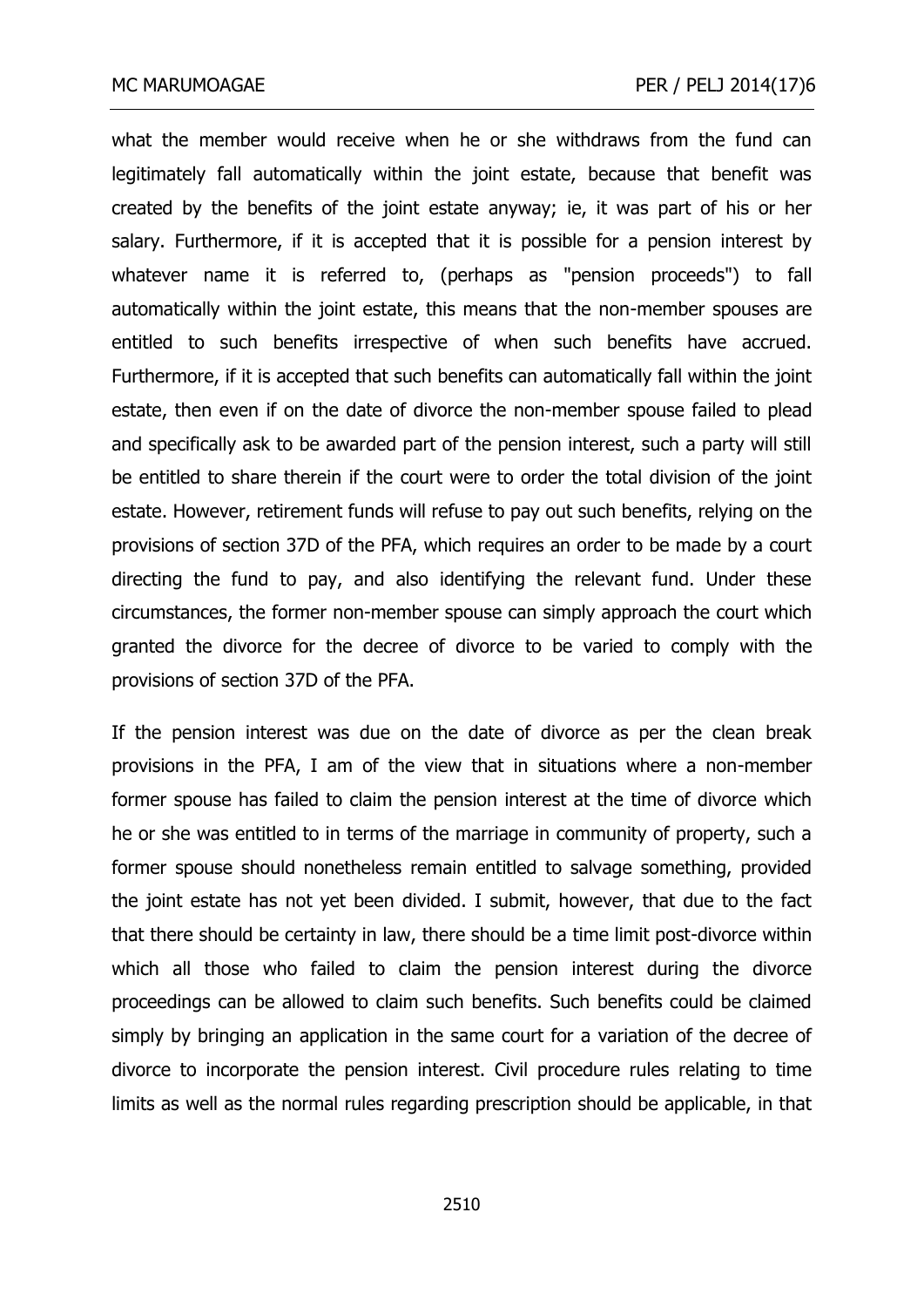what the member would receive when he or she withdraws from the fund can legitimately fall automatically within the joint estate, because that benefit was created by the benefits of the joint estate anyway; ie, it was part of his or her salary. Furthermore, if it is accepted that it is possible for a pension interest by whatever name it is referred to, (perhaps as "pension proceeds") to fall automatically within the joint estate, this means that the non-member spouses are entitled to such benefits irrespective of when such benefits have accrued. Furthermore, if it is accepted that such benefits can automatically fall within the joint estate, then even if on the date of divorce the non-member spouse failed to plead and specifically ask to be awarded part of the pension interest, such a party will still be entitled to share therein if the court were to order the total division of the joint estate. However, retirement funds will refuse to pay out such benefits, relying on the provisions of section 37D of the PFA, which requires an order to be made by a court directing the fund to pay, and also identifying the relevant fund. Under these circumstances, the former non-member spouse can simply approach the court which granted the divorce for the decree of divorce to be varied to comply with the provisions of section 37D of the PFA.

If the pension interest was due on the date of divorce as per the clean break provisions in the PFA, I am of the view that in situations where a non-member former spouse has failed to claim the pension interest at the time of divorce which he or she was entitled to in terms of the marriage in community of property, such a former spouse should nonetheless remain entitled to salvage something, provided the joint estate has not yet been divided. I submit, however, that due to the fact that there should be certainty in law, there should be a time limit post-divorce within which all those who failed to claim the pension interest during the divorce proceedings can be allowed to claim such benefits. Such benefits could be claimed simply by bringing an application in the same court for a variation of the decree of divorce to incorporate the pension interest. Civil procedure rules relating to time limits as well as the normal rules regarding prescription should be applicable, in that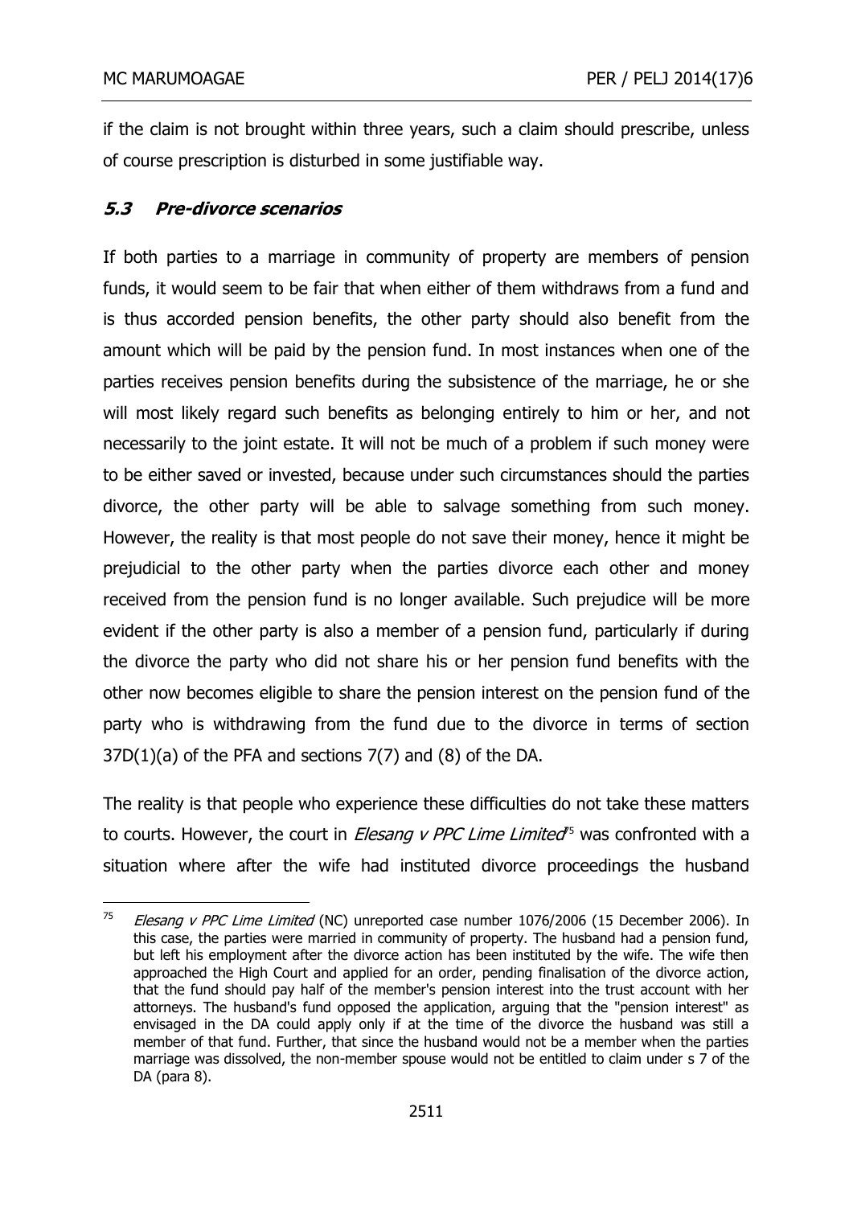if the claim is not brought within three years, such a claim should prescribe, unless of course prescription is disturbed in some justifiable way.

### *5.3 Pre-divorce scenarios*

If both parties to a marriage in community of property are members of pension funds, it would seem to be fair that when either of them withdraws from a fund and is thus accorded pension benefits, the other party should also benefit from the amount which will be paid by the pension fund. In most instances when one of the parties receives pension benefits during the subsistence of the marriage, he or she will most likely regard such benefits as belonging entirely to him or her, and not necessarily to the joint estate. It will not be much of a problem if such money were to be either saved or invested, because under such circumstances should the parties divorce, the other party will be able to salvage something from such money. However, the reality is that most people do not save their money, hence it might be prejudicial to the other party when the parties divorce each other and money received from the pension fund is no longer available. Such prejudice will be more evident if the other party is also a member of a pension fund, particularly if during the divorce the party who did not share his or her pension fund benefits with the other now becomes eligible to share the pension interest on the pension fund of the party who is withdrawing from the fund due to the divorce in terms of section 37D(1)(a) of the PFA and sections 7(7) and (8) of the DA.

The reality is that people who experience these difficulties do not take these matters to courts. However, the court in *Elesang v PPC Lime Limited*[75] was confronted with a situation where after the wife had instituted divorce proceedings the husband

---

[75] *Elesang v PPC Lime Limited* (NC) unreported case number 1076/2006 (15 December 2006). In this case, the parties were married in community of property. The husband had a pension fund, but left his employment after the divorce action has been instituted by the wife. The wife then approached the High Court and applied for an order, pending finalisation of the divorce action, that the fund should pay half of the member's pension interest into the trust account with her attorneys. The husband's fund opposed the application, arguing that the "pension interest" as envisaged in the DA could apply only if at the time of the divorce the husband was still a member of that fund. Further, that since the husband would not be a member when the parties marriage was dissolved, the non-member spouse would not be entitled to claim under s 7 of the DA (para 8).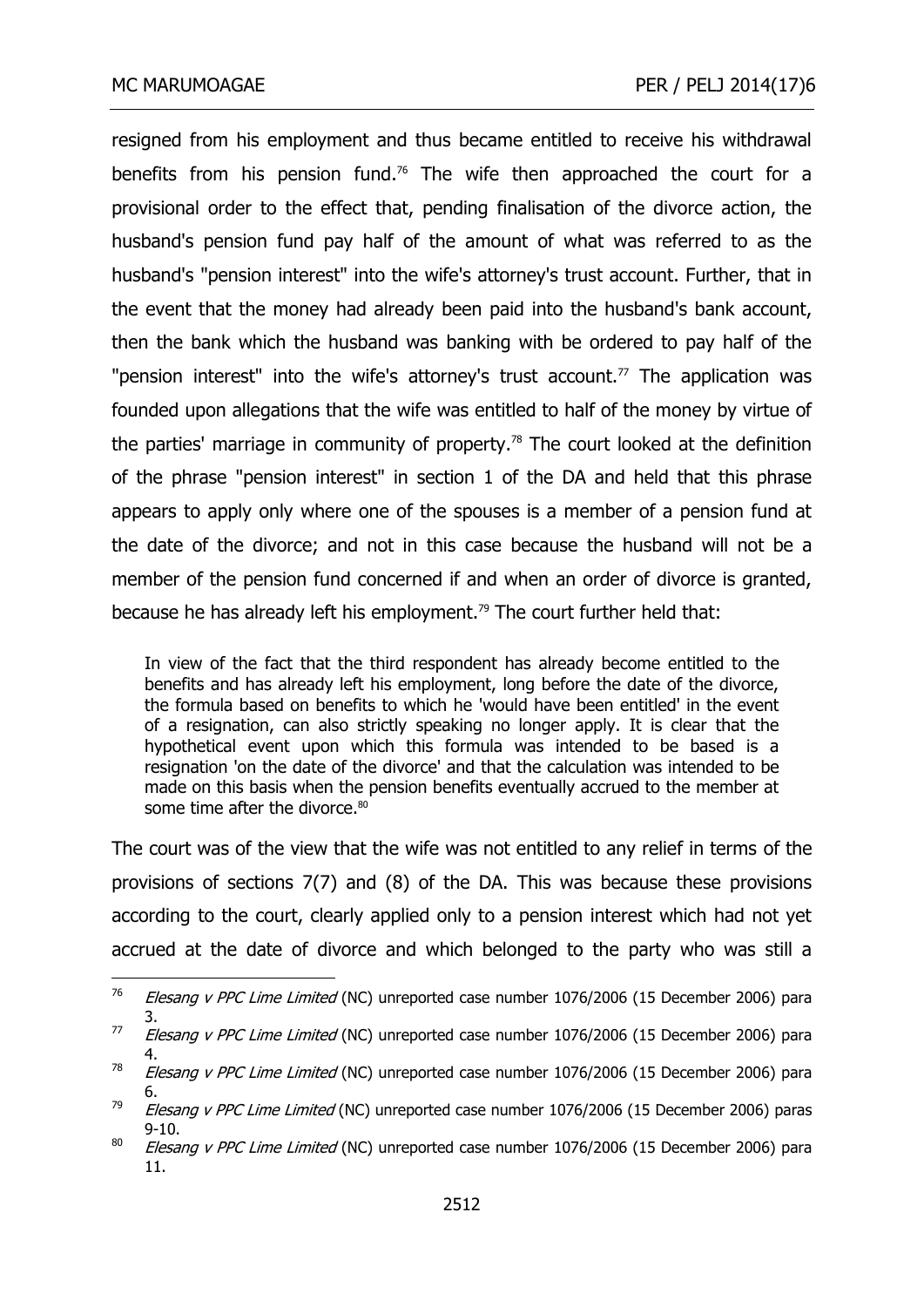resigned from his employment and thus became entitled to receive his withdrawal benefits from his pension fund.[76] The wife then approached the court for a provisional order to the effect that, pending finalisation of the divorce action, the husband's pension fund pay half of the amount of what was referred to as the husband's "pension interest" into the wife's attorney's trust account. Further, that in the event that the money had already been paid into the husband's bank account, then the bank which the husband was banking with be ordered to pay half of the "pension interest" into the wife's attorney's trust account.[77] The application was founded upon allegations that the wife was entitled to half of the money by virtue of the parties' marriage in community of property.[78] The court looked at the definition of the phrase "pension interest" in section 1 of the DA and held that this phrase appears to apply only where one of the spouses is a member of a pension fund at the date of the divorce; and not in this case because the husband will not be a member of the pension fund concerned if and when an order of divorce is granted, because he has already left his employment.[79] The court further held that:

> In view of the fact that the third respondent has already become entitled to the benefits and has already left his employment, long before the date of the divorce, the formula based on benefits to which he 'would have been entitled' in the event of a resignation, can also strictly speaking no longer apply. It is clear that the hypothetical event upon which this formula was intended to be based is a resignation 'on the date of the divorce' and that the calculation was intended to be made on this basis when the pension benefits eventually accrued to the member at some time after the divorce.[80]

The court was of the view that the wife was not entitled to any relief in terms of the provisions of sections 7(7) and (8) of the DA. This was because these provisions according to the court, clearly applied only to a pension interest which had not yet accrued at the date of divorce and which belonged to the party who was still a

---

[76] *Elesang v PPC Lime Limited* (NC) unreported case number 1076/2006 (15 December 2006) para 3.

[77] *Elesang v PPC Lime Limited* (NC) unreported case number 1076/2006 (15 December 2006) para 4.

[78] *Elesang v PPC Lime Limited* (NC) unreported case number 1076/2006 (15 December 2006) para 6.

[79] *Elesang v PPC Lime Limited* (NC) unreported case number 1076/2006 (15 December 2006) paras 9-10.

[80] *Elesang v PPC Lime Limited* (NC) unreported case number 1076/2006 (15 December 2006) para 11.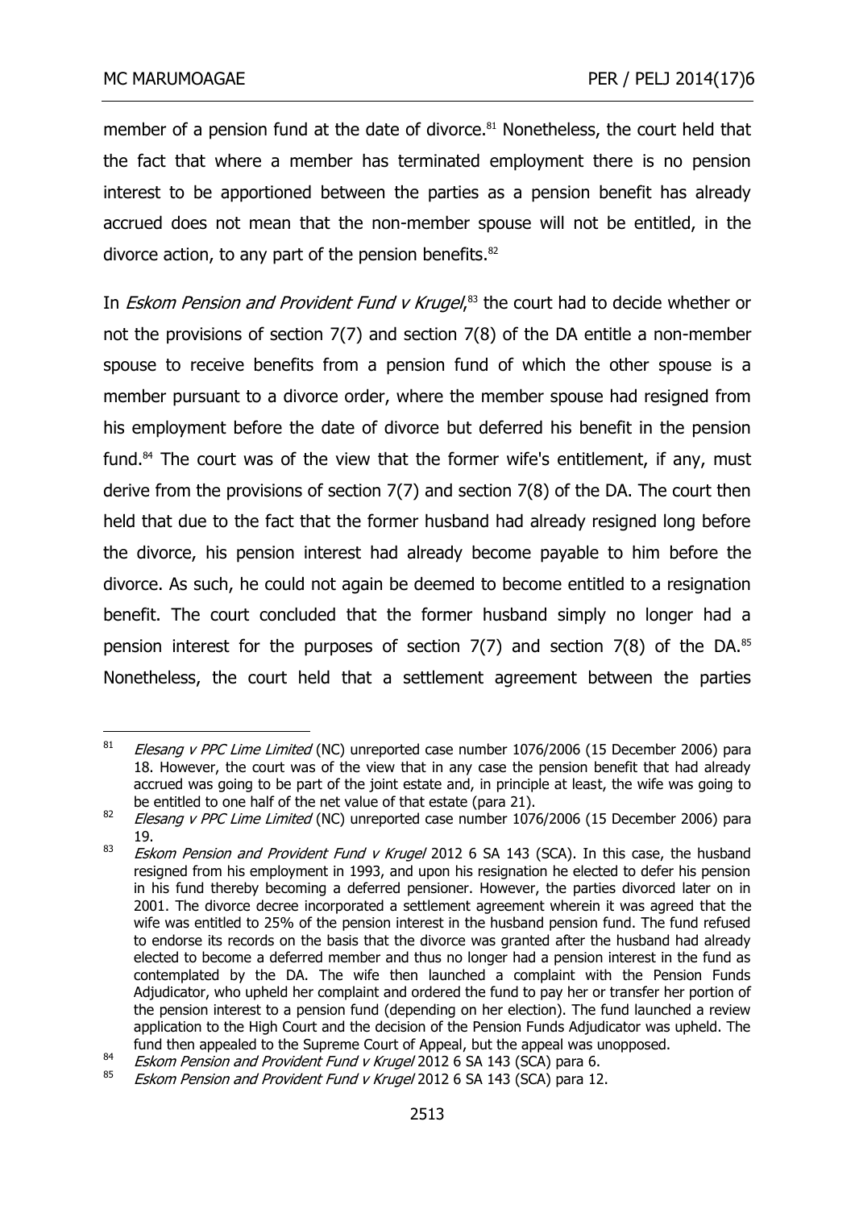member of a pension fund at the date of divorce.[81] Nonetheless, the court held that the fact that where a member has terminated employment there is no pension interest to be apportioned between the parties as a pension benefit has already accrued does not mean that the non-member spouse will not be entitled, in the divorce action, to any part of the pension benefits.[82]

In *Eskom Pension and Provident Fund v Krugel*,[83] the court had to decide whether or not the provisions of section 7(7) and section 7(8) of the DA entitle a non-member spouse to receive benefits from a pension fund of which the other spouse is a member pursuant to a divorce order, where the member spouse had resigned from his employment before the date of divorce but deferred his benefit in the pension fund.[84] The court was of the view that the former wife's entitlement, if any, must derive from the provisions of section 7(7) and section 7(8) of the DA. The court then held that due to the fact that the former husband had already resigned long before the divorce, his pension interest had already become payable to him before the divorce. As such, he could not again be deemed to become entitled to a resignation benefit. The court concluded that the former husband simply no longer had a pension interest for the purposes of section 7(7) and section 7(8) of the DA.[85] Nonetheless, the court held that a settlement agreement between the parties

---

[81] *Elesang v PPC Lime Limited* (NC) unreported case number 1076/2006 (15 December 2006) para 18. However, the court was of the view that in any case the pension benefit that had already accrued was going to be part of the joint estate and, in principle at least, the wife was going to be entitled to one half of the net value of that estate (para 21).

[82] *Elesang v PPC Lime Limited* (NC) unreported case number 1076/2006 (15 December 2006) para 19.

[83] *Eskom Pension and Provident Fund v Krugel* 2012 6 SA 143 (SCA). In this case, the husband resigned from his employment in 1993, and upon his resignation he elected to defer his pension in his fund thereby becoming a deferred pensioner. However, the parties divorced later on in 2001. The divorce decree incorporated a settlement agreement wherein it was agreed that the wife was entitled to 25% of the pension interest in the husband pension fund. The fund refused to endorse its records on the basis that the divorce was granted after the husband had already elected to become a deferred member and thus no longer had a pension interest in the fund as contemplated by the DA. The wife then launched a complaint with the Pension Funds Adjudicator, who upheld her complaint and ordered the fund to pay her or transfer her portion of the pension interest to a pension fund (depending on her election). The fund launched a review application to the High Court and the decision of the Pension Funds Adjudicator was upheld. The fund then appealed to the Supreme Court of Appeal, but the appeal was unopposed.

[84] *Eskom Pension and Provident Fund v Krugel* 2012 6 SA 143 (SCA) para 6.

[85] *Eskom Pension and Provident Fund v Krugel* 2012 6 SA 143 (SCA) para 12.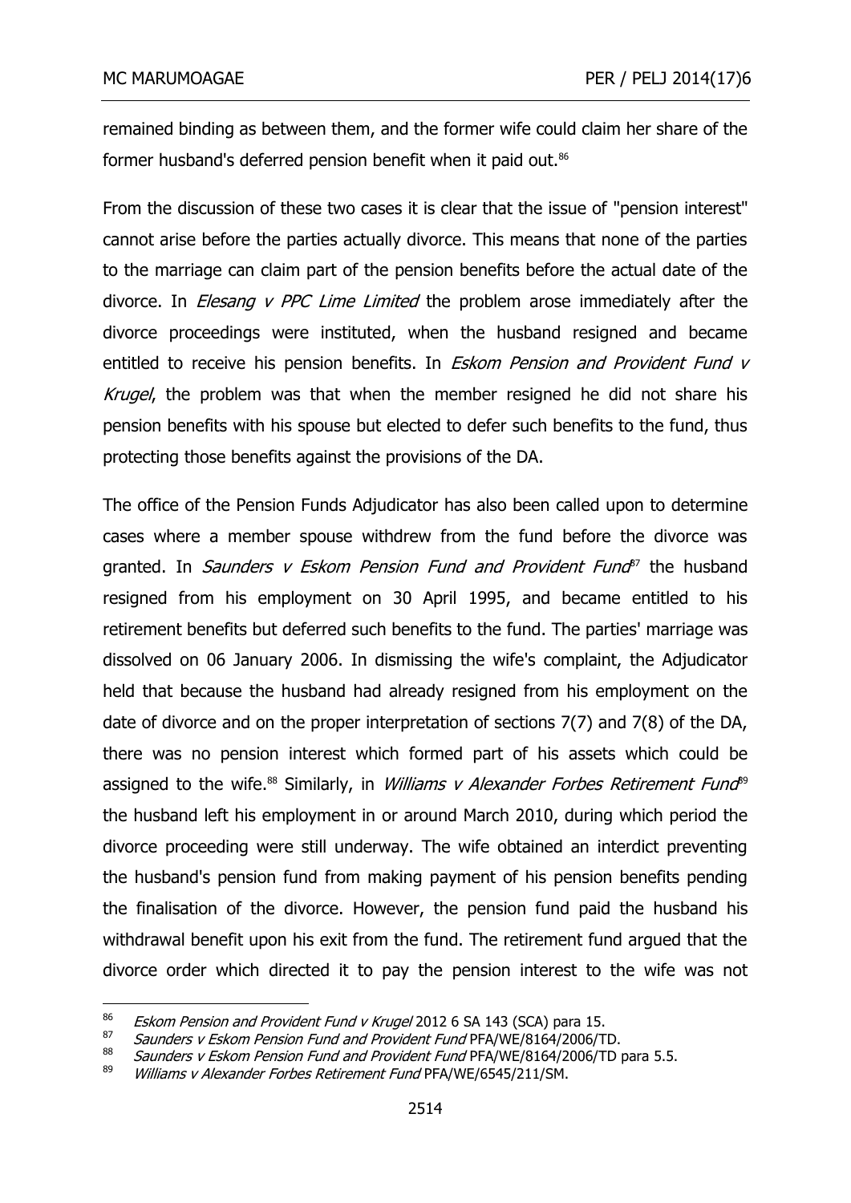remained binding as between them, and the former wife could claim her share of the former husband's deferred pension benefit when it paid out.[86]

From the discussion of these two cases it is clear that the issue of "pension interest" cannot arise before the parties actually divorce. This means that none of the parties to the marriage can claim part of the pension benefits before the actual date of the divorce. In *Elesang v PPC Lime Limited* the problem arose immediately after the divorce proceedings were instituted, when the husband resigned and became entitled to receive his pension benefits. In *Eskom Pension and Provident Fund v Krugel*, the problem was that when the member resigned he did not share his pension benefits with his spouse but elected to defer such benefits to the fund, thus protecting those benefits against the provisions of the DA.

The office of the Pension Funds Adjudicator has also been called upon to determine cases where a member spouse withdrew from the fund before the divorce was granted. In *Saunders v Eskom Pension Fund and Provident Fund*[87] the husband resigned from his employment on 30 April 1995, and became entitled to his retirement benefits but deferred such benefits to the fund. The parties' marriage was dissolved on 06 January 2006. In dismissing the wife's complaint, the Adjudicator held that because the husband had already resigned from his employment on the date of divorce and on the proper interpretation of sections 7(7) and 7(8) of the DA, there was no pension interest which formed part of his assets which could be assigned to the wife.[88] Similarly, in *Williams v Alexander Forbes Retirement Fund*[89] the husband left his employment in or around March 2010, during which period the divorce proceeding were still underway. The wife obtained an interdict preventing the husband's pension fund from making payment of his pension benefits pending the finalisation of the divorce. However, the pension fund paid the husband his withdrawal benefit upon his exit from the fund. The retirement fund argued that the divorce order which directed it to pay the pension interest to the wife was not

---

[86] *Eskom Pension and Provident Fund v Krugel* 2012 6 SA 143 (SCA) para 15.

[87] *Saunders v Eskom Pension Fund and Provident Fund* PFA/WE/8164/2006/TD.

[88] *Saunders v Eskom Pension Fund and Provident Fund* PFA/WE/8164/2006/TD para 5.5.

[89] *Williams v Alexander Forbes Retirement Fund* PFA/WE/6545/211/SM.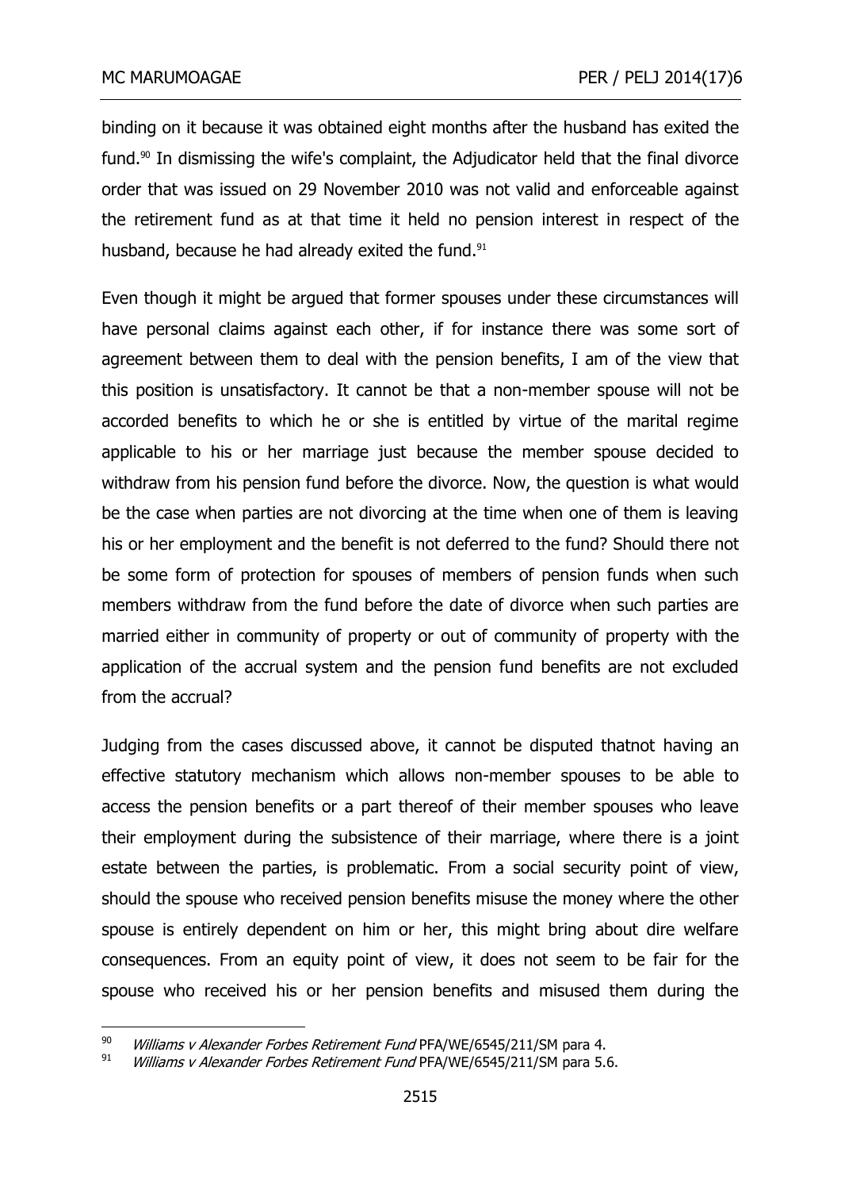binding on it because it was obtained eight months after the husband has exited the fund.[90] In dismissing the wife's complaint, the Adjudicator held that the final divorce order that was issued on 29 November 2010 was not valid and enforceable against the retirement fund as at that time it held no pension interest in respect of the husband, because he had already exited the fund.[91]

Even though it might be argued that former spouses under these circumstances will have personal claims against each other, if for instance there was some sort of agreement between them to deal with the pension benefits, I am of the view that this position is unsatisfactory. It cannot be that a non-member spouse will not be accorded benefits to which he or she is entitled by virtue of the marital regime applicable to his or her marriage just because the member spouse decided to withdraw from his pension fund before the divorce. Now, the question is what would be the case when parties are not divorcing at the time when one of them is leaving his or her employment and the benefit is not deferred to the fund? Should there not be some form of protection for spouses of members of pension funds when such members withdraw from the fund before the date of divorce when such parties are married either in community of property or out of community of property with the application of the accrual system and the pension fund benefits are not excluded from the accrual?

Judging from the cases discussed above, it cannot be disputed thatnot having an effective statutory mechanism which allows non-member spouses to be able to access the pension benefits or a part thereof of their member spouses who leave their employment during the subsistence of their marriage, where there is a joint estate between the parties, is problematic. From a social security point of view, should the spouse who received pension benefits misuse the money where the other spouse is entirely dependent on him or her, this might bring about dire welfare consequences. From an equity point of view, it does not seem to be fair for the spouse who received his or her pension benefits and misused them during the

---

[90] *Williams v Alexander Forbes Retirement Fund* PFA/WE/6545/211/SM para 4.

[91] *Williams v Alexander Forbes Retirement Fund* PFA/WE/6545/211/SM para 5.6.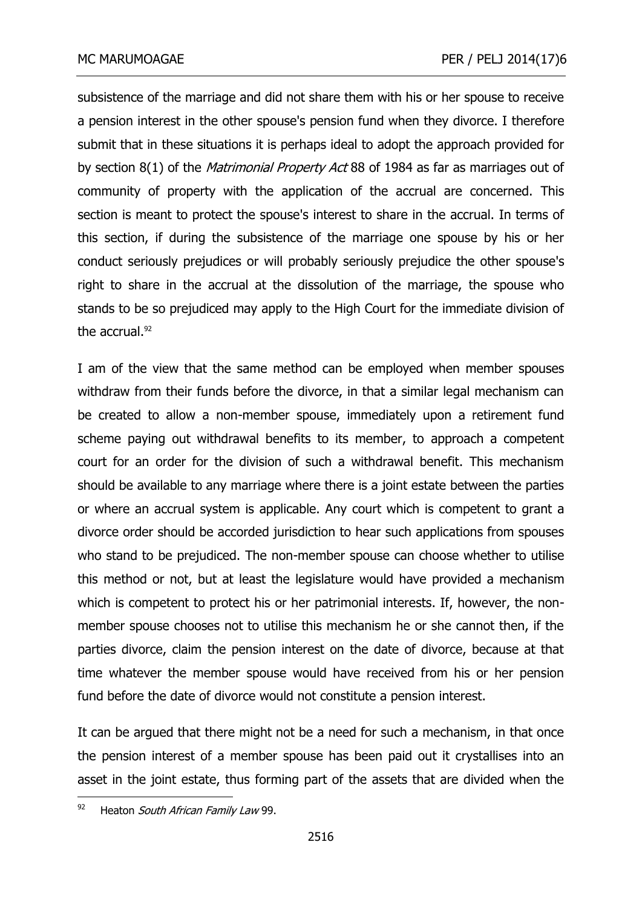subsistence of the marriage and did not share them with his or her spouse to receive a pension interest in the other spouse's pension fund when they divorce. I therefore submit that in these situations it is perhaps ideal to adopt the approach provided for by section 8(1) of the *Matrimonial Property Act* 88 of 1984 as far as marriages out of community of property with the application of the accrual are concerned. This section is meant to protect the spouse's interest to share in the accrual. In terms of this section, if during the subsistence of the marriage one spouse by his or her conduct seriously prejudices or will probably seriously prejudice the other spouse's right to share in the accrual at the dissolution of the marriage, the spouse who stands to be so prejudiced may apply to the High Court for the immediate division of the accrual.[92]

I am of the view that the same method can be employed when member spouses withdraw from their funds before the divorce, in that a similar legal mechanism can be created to allow a non-member spouse, immediately upon a retirement fund scheme paying out withdrawal benefits to its member, to approach a competent court for an order for the division of such a withdrawal benefit. This mechanism should be available to any marriage where there is a joint estate between the parties or where an accrual system is applicable. Any court which is competent to grant a divorce order should be accorded jurisdiction to hear such applications from spouses who stand to be prejudiced. The non-member spouse can choose whether to utilise this method or not, but at least the legislature would have provided a mechanism which is competent to protect his or her patrimonial interests. If, however, the non-member spouse chooses not to utilise this mechanism he or she cannot then, if the parties divorce, claim the pension interest on the date of divorce, because at that time whatever the member spouse would have received from his or her pension fund before the date of divorce would not constitute a pension interest.

It can be argued that there might not be a need for such a mechanism, in that once the pension interest of a member spouse has been paid out it crystallises into an asset in the joint estate, thus forming part of the assets that are divided when the

[92] Heaton *South African Family Law* 99.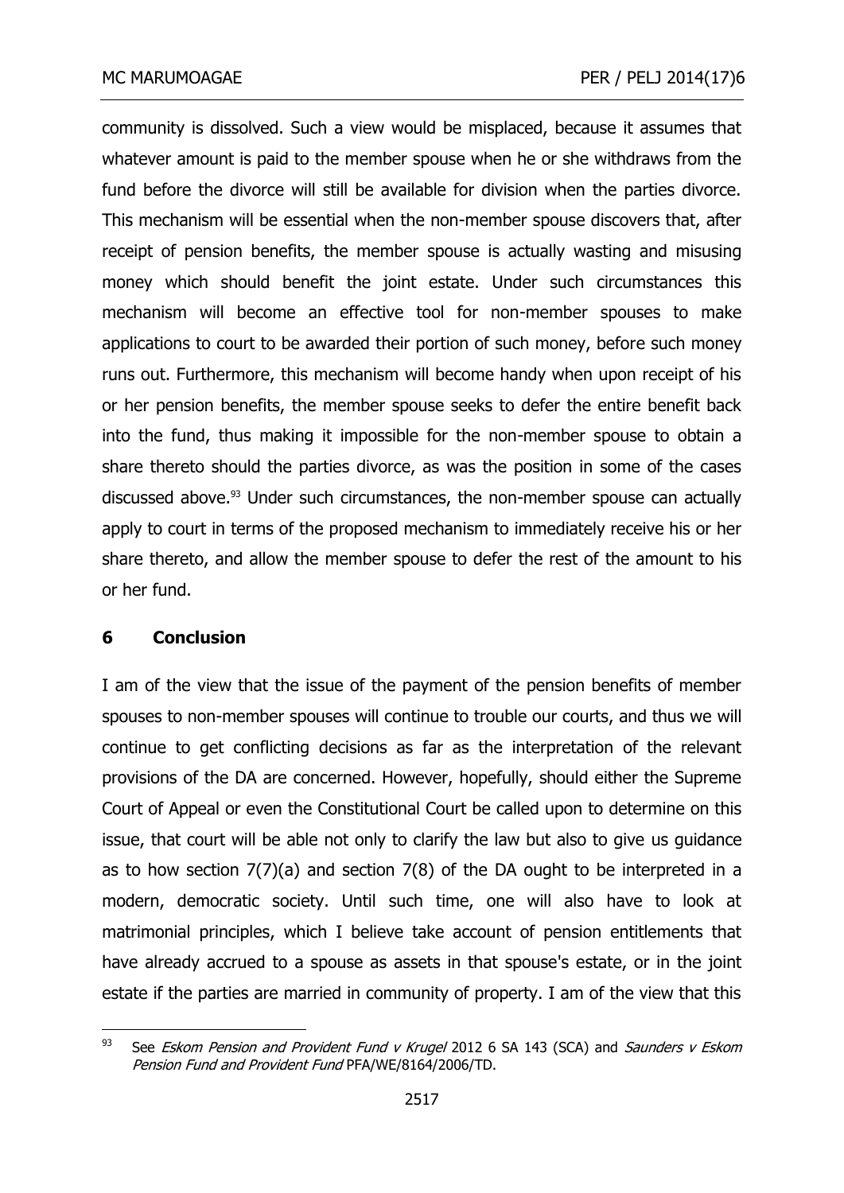community is dissolved. Such a view would be misplaced, because it assumes that whatever amount is paid to the member spouse when he or she withdraws from the fund before the divorce will still be available for division when the parties divorce. This mechanism will be essential when the non-member spouse discovers that, after receipt of pension benefits, the member spouse is actually wasting and misusing money which should benefit the joint estate. Under such circumstances this mechanism will become an effective tool for non-member spouses to make applications to court to be awarded their portion of such money, before such money runs out. Furthermore, this mechanism will become handy when upon receipt of his or her pension benefits, the member spouse seeks to defer the entire benefit back into the fund, thus making it impossible for the non-member spouse to obtain a share thereto should the parties divorce, as was the position in some of the cases discussed above.[93] Under such circumstances, the non-member spouse can actually apply to court in terms of the proposed mechanism to immediately receive his or her share thereto, and allow the member spouse to defer the rest of the amount to his or her fund.

## 6 Conclusion

I am of the view that the issue of the payment of the pension benefits of member spouses to non-member spouses will continue to trouble our courts, and thus we will continue to get conflicting decisions as far as the interpretation of the relevant provisions of the DA are concerned. However, hopefully, should either the Supreme Court of Appeal or even the Constitutional Court be called upon to determine on this issue, that court will be able not only to clarify the law but also to give us guidance as to how section 7(7)(a) and section 7(8) of the DA ought to be interpreted in a modern, democratic society. Until such time, one will also have to look at matrimonial principles, which I believe take account of pension entitlements that have already accrued to a spouse as assets in that spouse's estate, or in the joint estate if the parties are married in community of property. I am of the view that this

---

[93] See *Eskom Pension and Provident Fund v Krugel* 2012 6 SA 143 (SCA) and *Saunders v Eskom Pension Fund and Provident Fund* PFA/WE/8164/2006/TD.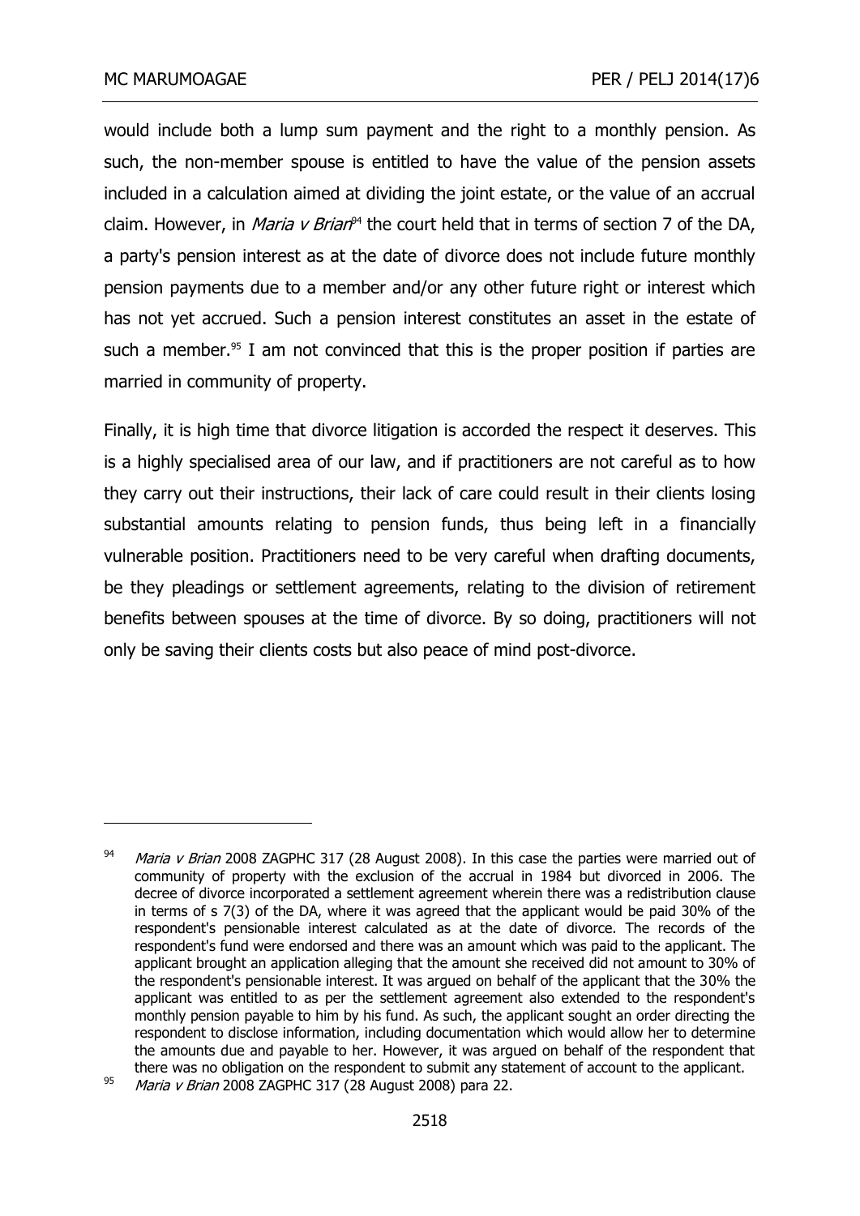would include both a lump sum payment and the right to a monthly pension. As such, the non-member spouse is entitled to have the value of the pension assets included in a calculation aimed at dividing the joint estate, or the value of an accrual claim. However, in *Maria v Brian*[94] the court held that in terms of section 7 of the DA, a party's pension interest as at the date of divorce does not include future monthly pension payments due to a member and/or any other future right or interest which has not yet accrued. Such a pension interest constitutes an asset in the estate of such a member.[95] I am not convinced that this is the proper position if parties are married in community of property.

Finally, it is high time that divorce litigation is accorded the respect it deserves. This is a highly specialised area of our law, and if practitioners are not careful as to how they carry out their instructions, their lack of care could result in their clients losing substantial amounts relating to pension funds, thus being left in a financially vulnerable position. Practitioners need to be very careful when drafting documents, be they pleadings or settlement agreements, relating to the division of retirement benefits between spouses at the time of divorce. By so doing, practitioners will not only be saving their clients costs but also peace of mind post-divorce.

---

[94] *Maria v Brian* 2008 ZAGPHC 317 (28 August 2008). In this case the parties were married out of community of property with the exclusion of the accrual in 1984 but divorced in 2006. The decree of divorce incorporated a settlement agreement wherein there was a redistribution clause in terms of s 7(3) of the DA, where it was agreed that the applicant would be paid 30% of the respondent's pensionable interest calculated as at the date of divorce. The records of the respondent's fund were endorsed and there was an amount which was paid to the applicant. The applicant brought an application alleging that the amount she received did not amount to 30% of the respondent's pensionable interest. It was argued on behalf of the applicant that the 30% the applicant was entitled to as per the settlement agreement also extended to the respondent's monthly pension payable to him by his fund. As such, the applicant sought an order directing the respondent to disclose information, including documentation which would allow her to determine the amounts due and payable to her. However, it was argued on behalf of the respondent that there was no obligation on the respondent to submit any statement of account to the applicant.

[95] *Maria v Brian* 2008 ZAGPHC 317 (28 August 2008) para 22.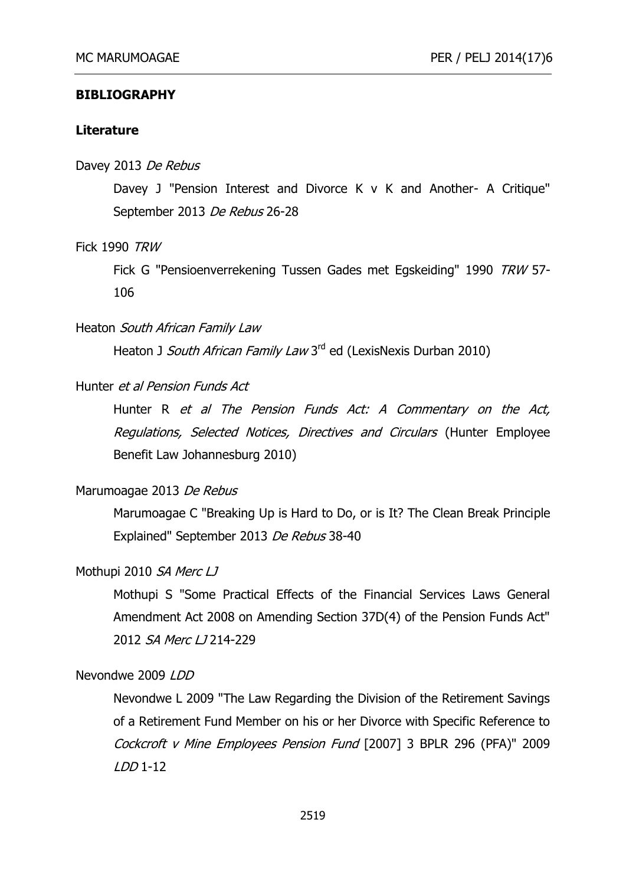## BIBLIOGRAPHY

### Literature

Davey 2013 *De Rebus*

Davey J "Pension Interest and Divorce K v K and Another- A Critique" September 2013 *De Rebus* 26-28

Fick 1990 *TRW*

Fick G "Pensioenverrekening Tussen Gades met Egskeiding" 1990 *TRW* 57-106

Heaton *South African Family Law*

Heaton J *South African Family Law* 3rd ed (LexisNexis Durban 2010)

Hunter *et al Pension Funds Act*

Hunter R *et al The Pension Funds Act: A Commentary on the Act, Regulations, Selected Notices, Directives and Circulars* (Hunter Employee Benefit Law Johannesburg 2010)

Marumoagae 2013 *De Rebus*

Marumoagae C "Breaking Up is Hard to Do, or is It? The Clean Break Principle Explained" September 2013 *De Rebus* 38-40

Mothupi 2010 *SA Merc LJ*

Mothupi S "Some Practical Effects of the Financial Services Laws General Amendment Act 2008 on Amending Section 37D(4) of the Pension Funds Act" 2012 *SA Merc LJ* 214-229

Nevondwe 2009 *LDD*

Nevondwe L 2009 "The Law Regarding the Division of the Retirement Savings of a Retirement Fund Member on his or her Divorce with Specific Reference to *Cockcroft v Mine Employees Pension Fund* [2007] 3 BPLR 296 (PFA)" 2009 *LDD* 1-12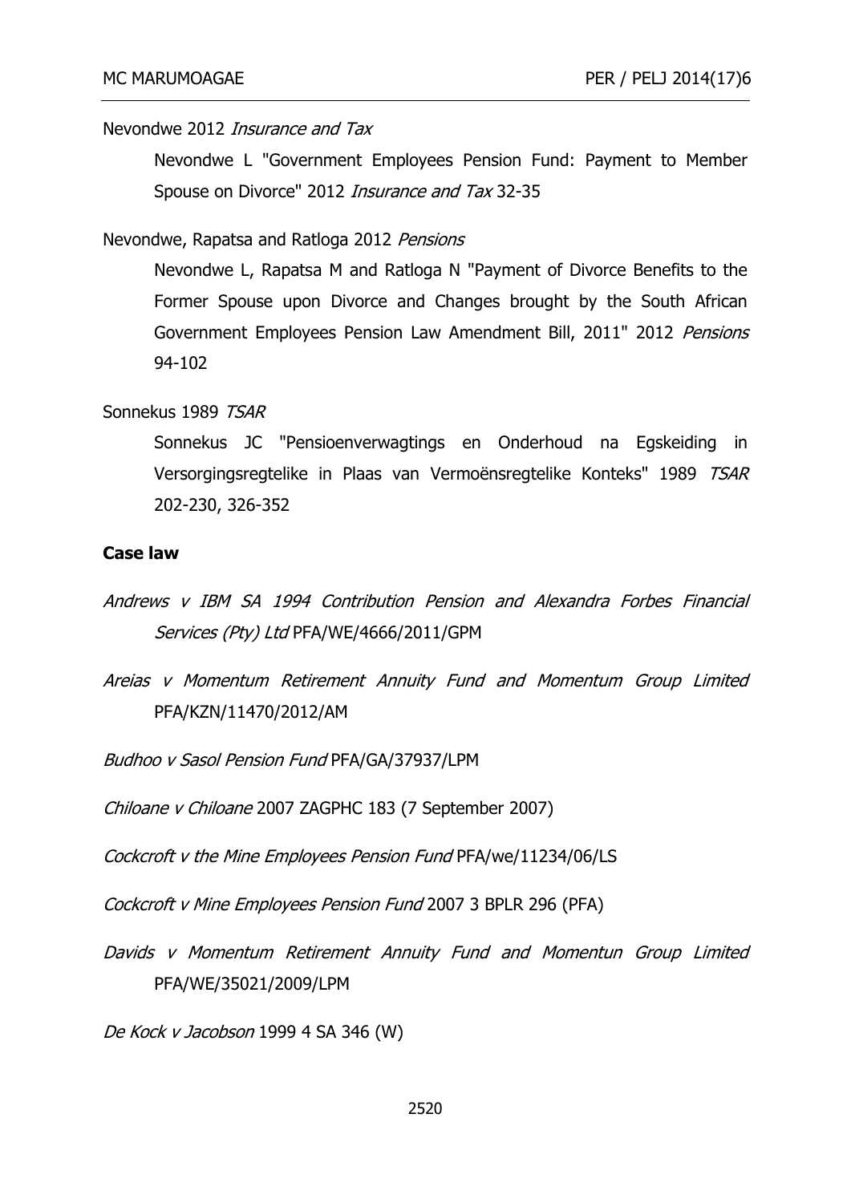Nevondwe 2012 *Insurance and Tax*

Nevondwe L "Government Employees Pension Fund: Payment to Member Spouse on Divorce" 2012 *Insurance and Tax* 32-35

Nevondwe, Rapatsa and Ratloga 2012 *Pensions*

Nevondwe L, Rapatsa M and Ratloga N "Payment of Divorce Benefits to the Former Spouse upon Divorce and Changes brought by the South African Government Employees Pension Law Amendment Bill, 2011" 2012 *Pensions* 94-102

Sonnekus 1989 *TSAR*

Sonnekus JC "Pensioenverwagtings en Onderhoud na Egskeiding in Versorgingsregtelike in Plaas van Vermoënsregtelike Konteks" 1989 *TSAR* 202-230, 326-352

**Case law**

*Andrews v IBM SA 1994 Contribution Pension and Alexandra Forbes Financial Services (Pty) Ltd* PFA/WE/4666/2011/GPM

*Areias v Momentum Retirement Annuity Fund and Momentum Group Limited* PFA/KZN/11470/2012/AM

*Budhoo v Sasol Pension Fund* PFA/GA/37937/LPM

*Chiloane v Chiloane* 2007 ZAGPHC 183 (7 September 2007)

*Cockcroft v the Mine Employees Pension Fund* PFA/we/11234/06/LS

*Cockcroft v Mine Employees Pension Fund* 2007 3 BPLR 296 (PFA)

*Davids v Momentum Retirement Annuity Fund and Momentun Group Limited* PFA/WE/35021/2009/LPM

*De Kock v Jacobson* 1999 4 SA 346 (W)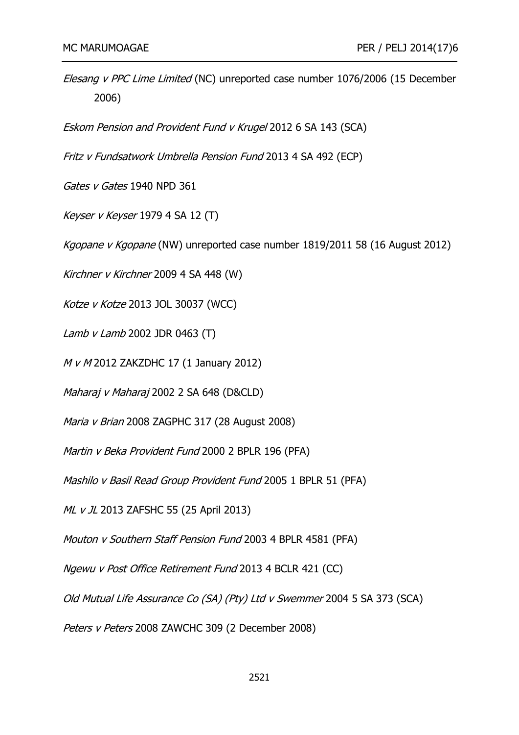*Elesang v PPC Lime Limited* (NC) unreported case number 1076/2006 (15 December 2006)

*Eskom Pension and Provident Fund v Krugel* 2012 6 SA 143 (SCA)

*Fritz v Fundsatwork Umbrella Pension Fund* 2013 4 SA 492 (ECP)

*Gates v Gates* 1940 NPD 361

*Keyser v Keyser* 1979 4 SA 12 (T)

*Kgopane v Kgopane* (NW) unreported case number 1819/2011 58 (16 August 2012)

*Kirchner v Kirchner* 2009 4 SA 448 (W)

*Kotze v Kotze* 2013 JOL 30037 (WCC)

*Lamb v Lamb* 2002 JDR 0463 (T)

*M v M* 2012 ZAKZDHC 17 (1 January 2012)

*Maharaj v Maharaj* 2002 2 SA 648 (D&CLD)

*Maria v Brian* 2008 ZAGPHC 317 (28 August 2008)

*Martin v Beka Provident Fund* 2000 2 BPLR 196 (PFA)

*Mashilo v Basil Read Group Provident Fund* 2005 1 BPLR 51 (PFA)

*ML v JL* 2013 ZAFSHC 55 (25 April 2013)

*Mouton v Southern Staff Pension Fund* 2003 4 BPLR 4581 (PFA)

*Ngewu v Post Office Retirement Fund* 2013 4 BCLR 421 (CC)

*Old Mutual Life Assurance Co (SA) (Pty) Ltd v Swemmer* 2004 5 SA 373 (SCA)

*Peters v Peters* 2008 ZAWCHC 309 (2 December 2008)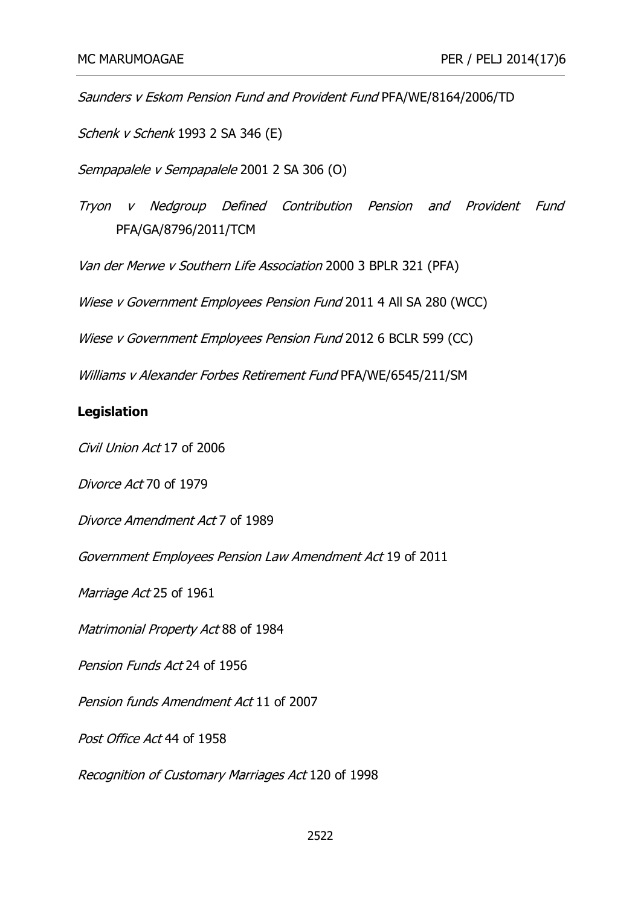*Saunders v Eskom Pension Fund and Provident Fund* PFA/WE/8164/2006/TD

*Schenk v Schenk* 1993 2 SA 346 (E)

*Sempapalele v Sempapalele* 2001 2 SA 306 (O)

*Tryon v Nedgroup Defined Contribution Pension and Provident Fund* PFA/GA/8796/2011/TCM

*Van der Merwe v Southern Life Association* 2000 3 BPLR 321 (PFA)

*Wiese v Government Employees Pension Fund* 2011 4 All SA 280 (WCC)

*Wiese v Government Employees Pension Fund* 2012 6 BCLR 599 (CC)

*Williams v Alexander Forbes Retirement Fund* PFA/WE/6545/211/SM

**Legislation**

*Civil Union Act* 17 of 2006

*Divorce Act* 70 of 1979

*Divorce Amendment Act* 7 of 1989

*Government Employees Pension Law Amendment Act* 19 of 2011

*Marriage Act* 25 of 1961

*Matrimonial Property Act* 88 of 1984

*Pension Funds Act* 24 of 1956

*Pension funds Amendment Act* 11 of 2007

*Post Office Act* 44 of 1958

*Recognition of Customary Marriages Act* 120 of 1998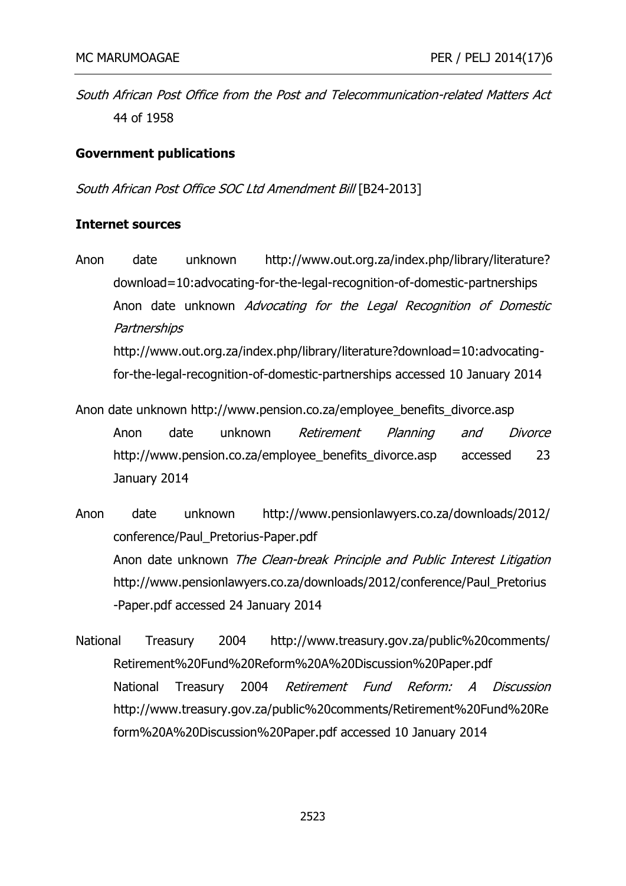*South African Post Office from the Post and Telecommunication-related Matters Act* 44 of 1958

**Government publications**

*South African Post Office SOC Ltd Amendment Bill* [B24-2013]

**Internet sources**

Anon date unknown http://www.out.org.za/index.php/library/literature?download=10:advocating-for-the-legal-recognition-of-domestic-partnerships
Anon date unknown *Advocating for the Legal Recognition of Domestic Partnerships* http://www.out.org.za/index.php/library/literature?download=10:advocating-for-the-legal-recognition-of-domestic-partnerships accessed 10 January 2014

Anon date unknown http://www.pension.co.za/employee_benefits_divorce.asp
Anon date unknown *Retirement Planning and Divorce* http://www.pension.co.za/employee_benefits_divorce.asp accessed 23 January 2014

Anon date unknown http://www.pensionlawyers.co.za/downloads/2012/conference/Paul_Pretorius-Paper.pdf
Anon date unknown *The Clean-break Principle and Public Interest Litigation* http://www.pensionlawyers.co.za/downloads/2012/conference/Paul_Pretorius-Paper.pdf accessed 24 January 2014

National Treasury 2004 http://www.treasury.gov.za/public%20comments/Retirement%20Fund%20Reform%20A%20Discussion%20Paper.pdf
National Treasury 2004 *Retirement Fund Reform: A Discussion* http://www.treasury.gov.za/public%20comments/Retirement%20Fund%20Reform%20A%20Discussion%20Paper.pdf accessed 10 January 2014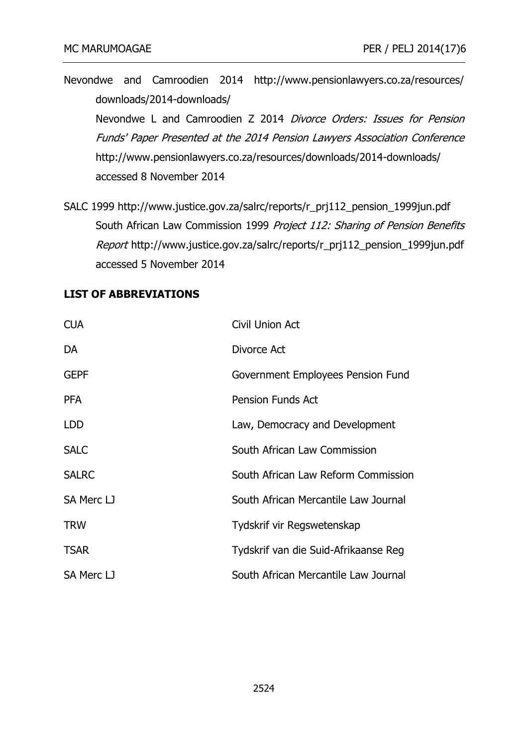Nevondwe and Camroodien 2014 http://www.pensionlawyers.co.za/resources/downloads/2014-downloads/

Nevondwe L and Camroodien Z 2014 *Divorce Orders: Issues for Pension Funds' Paper Presented at the 2014 Pension Lawyers Association Conference* http://www.pensionlawyers.co.za/resources/downloads/2014-downloads/ accessed 8 November 2014

SALC 1999 http://www.justice.gov.za/salrc/reports/r_prj112_pension_1999jun.pdf

South African Law Commission 1999 *Project 112: Sharing of Pension Benefits Report* http://www.justice.gov.za/salrc/reports/r_prj112_pension_1999jun.pdf accessed 5 November 2014

**LIST OF ABBREVIATIONS**

| | |
|---|---|
| CUA | Civil Union Act |
| DA | Divorce Act |
| GEPF | Government Employees Pension Fund |
| PFA | Pension Funds Act |
| LDD | Law, Democracy and Development |
| SALC | South African Law Commission |
| SALRC | South African Law Reform Commission |
| SA Merc LJ | South African Mercantile Law Journal |
| TRW | Tydskrif vir Regswetenskap |
| TSAR | Tydskrif van die Suid-Afrikaanse Reg |
| SA Merc LJ | South African Mercantile Law Journal |